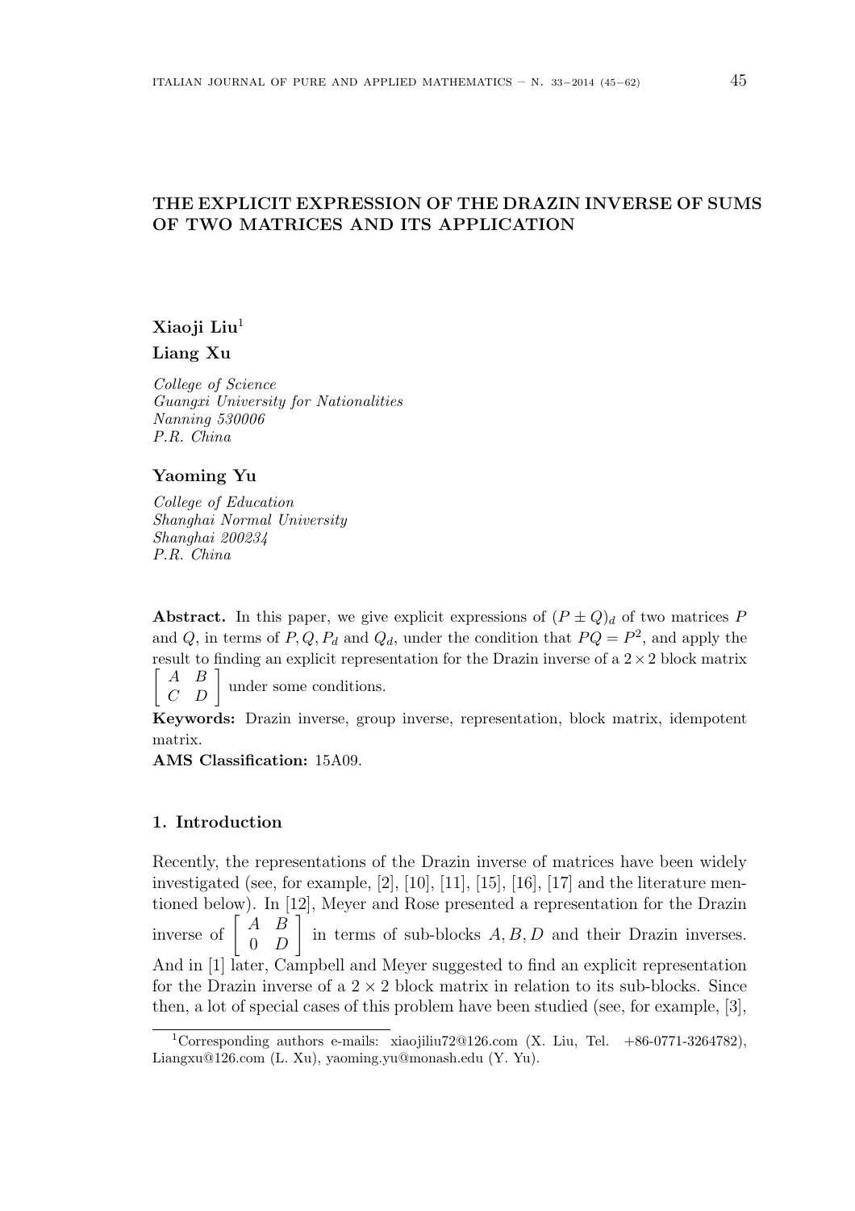# THE EXPLICIT EXPRESSION OF THE DRAZIN INVERSE OF SUMS OF TWO MATRICES AND ITS APPLICATION

**Xiaoji Liu**[1]

**Liang Xu**

*College of Science*
*Guangxi University for Nationalities*
*Nanning 530006*
*P.R. China*

**Yaoming Yu**

*College of Education*
*Shanghai Normal University*
*Shanghai 200234*
*P.R. China*

**Abstract.** In this paper, we give explicit expressions of $(P \pm Q)_d$ of two matrices $P$ and $Q$, in terms of $P, Q, P_d$ and $Q_d$, under the condition that $PQ = P^2$, and apply the result to finding an explicit representation for the Drazin inverse of a $2 \times 2$ block matrix $\begin{bmatrix} A & B \\ C & D \end{bmatrix}$ under some conditions.

**Keywords:** Drazin inverse, group inverse, representation, block matrix, idempotent matrix.

**AMS Classification:** 15A09.

## 1. Introduction

Recently, the representations of the Drazin inverse of matrices have been widely investigated (see, for example, [2], [10], [11], [15], [16], [17] and the literature mentioned below). In [12], Meyer and Rose presented a representation for the Drazin inverse of $\begin{bmatrix} A & B \\ 0 & D \end{bmatrix}$ in terms of sub-blocks $A, B, D$ and their Drazin inverses. And in [1] later, Campbell and Meyer suggested to find an explicit representation for the Drazin inverse of a $2 \times 2$ block matrix in relation to its sub-blocks. Since then, a lot of special cases of this problem have been studied (see, for example, [3],

[1]Corresponding authors e-mails: xiaojiliu72@126.com (X. Liu, Tel. +86-0771-3264782), Liangxu@126.com (L. Xu), yaoming.yu@monash.edu (Y. Yu).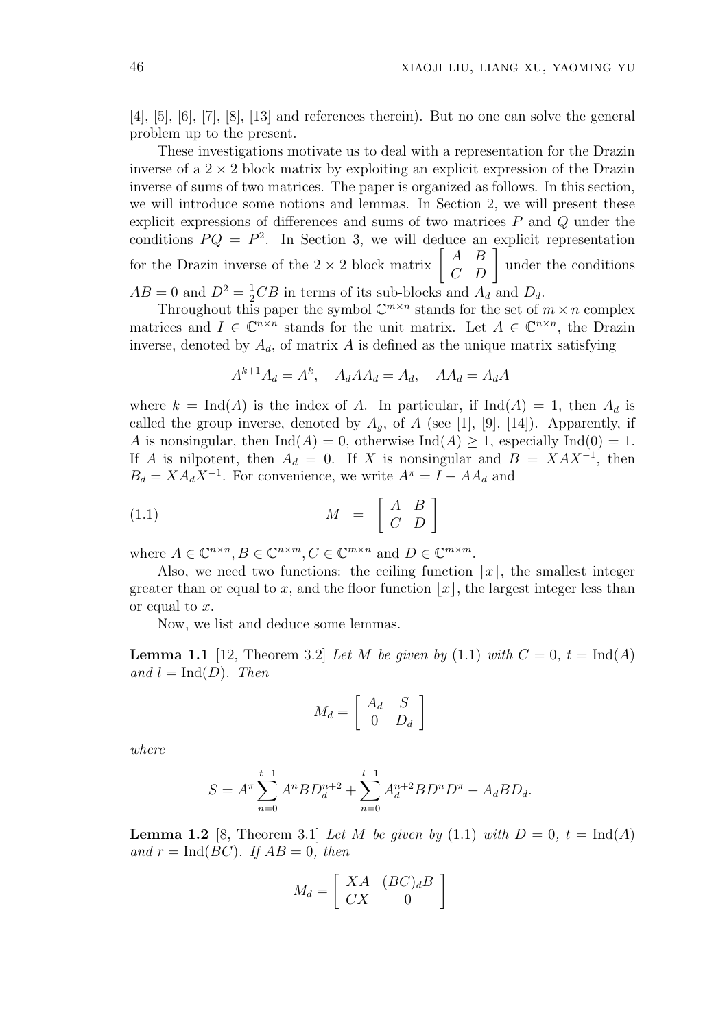[4], [5], [6], [7], [8], [13] and references therein). But no one can solve the general problem up to the present.

These investigations motivate us to deal with a representation for the Drazin inverse of a $2 \times 2$ block matrix by exploiting an explicit expression of the Drazin inverse of sums of two matrices. The paper is organized as follows. In this section, we will introduce some notions and lemmas. In Section 2, we will present these explicit expressions of differences and sums of two matrices $P$ and $Q$ under the conditions $PQ = P^2$. In Section 3, we will deduce an explicit representation for the Drazin inverse of the $2 \times 2$ block matrix $\begin{bmatrix} A & B \\ C & D \end{bmatrix}$ under the conditions $AB = 0$ and $D^2 = \frac{1}{2}CB$ in terms of its sub-blocks and $A_d$ and $D_d$.

Throughout this paper the symbol $\mathbb{C}^{m \times n}$ stands for the set of $m \times n$ complex matrices and $I \in \mathbb{C}^{n \times n}$ stands for the unit matrix. Let $A \in \mathbb{C}^{n \times n}$, the Drazin inverse, denoted by $A_d$, of matrix $A$ is defined as the unique matrix satisfying

$$A^{k+1}A_d = A^k, \quad A_d A A_d = A_d, \quad AA_d = A_d A$$

where $k = \text{Ind}(A)$ is the index of $A$. In particular, if $\text{Ind}(A) = 1$, then $A_d$ is called the group inverse, denoted by $A_g$, of $A$ (see [1], [9], [14]). Apparently, if $A$ is nonsingular, then $\text{Ind}(A) = 0$, otherwise $\text{Ind}(A) \geq 1$, especially $\text{Ind}(0) = 1$. If $A$ is nilpotent, then $A_d = 0$. If $X$ is nonsingular and $B = XAX^{-1}$, then $B_d = XA_dX^{-1}$. For convenience, we write $A^\pi = I - AA_d$ and

$$M = \begin{bmatrix} A & B \\ C & D \end{bmatrix} \tag{1.1}$$

where $A \in \mathbb{C}^{n \times n}, B \in \mathbb{C}^{n \times m}, C \in \mathbb{C}^{m \times n}$ and $D \in \mathbb{C}^{m \times m}$.

Also, we need two functions: the ceiling function $\lceil x \rceil$, the smallest integer greater than or equal to $x$, and the floor function $\lfloor x \rfloor$, the largest integer less than or equal to $x$.

Now, we list and deduce some lemmas.

**Lemma 1.1** [12, Theorem 3.2] *Let $M$ be given by* (1.1) *with $C = 0$, $t = \text{Ind}(A)$ and $l = \text{Ind}(D)$. Then*

$$M_d = \begin{bmatrix} A_d & S \\ 0 & D_d \end{bmatrix}$$

*where*

$$S = A^\pi \sum_{n=0}^{t-1} A^n B D_d^{n+2} + \sum_{n=0}^{l-1} A_d^{n+2} B D^n D^\pi - A_d B D_d.$$

**Lemma 1.2** [8, Theorem 3.1] *Let $M$ be given by* (1.1) *with $D = 0$, $t = \text{Ind}(A)$ and $r = \text{Ind}(BC)$. If $AB = 0$, then*

$$M_d = \begin{bmatrix} XA & (BC)_d B \\ CX & 0 \end{bmatrix}$$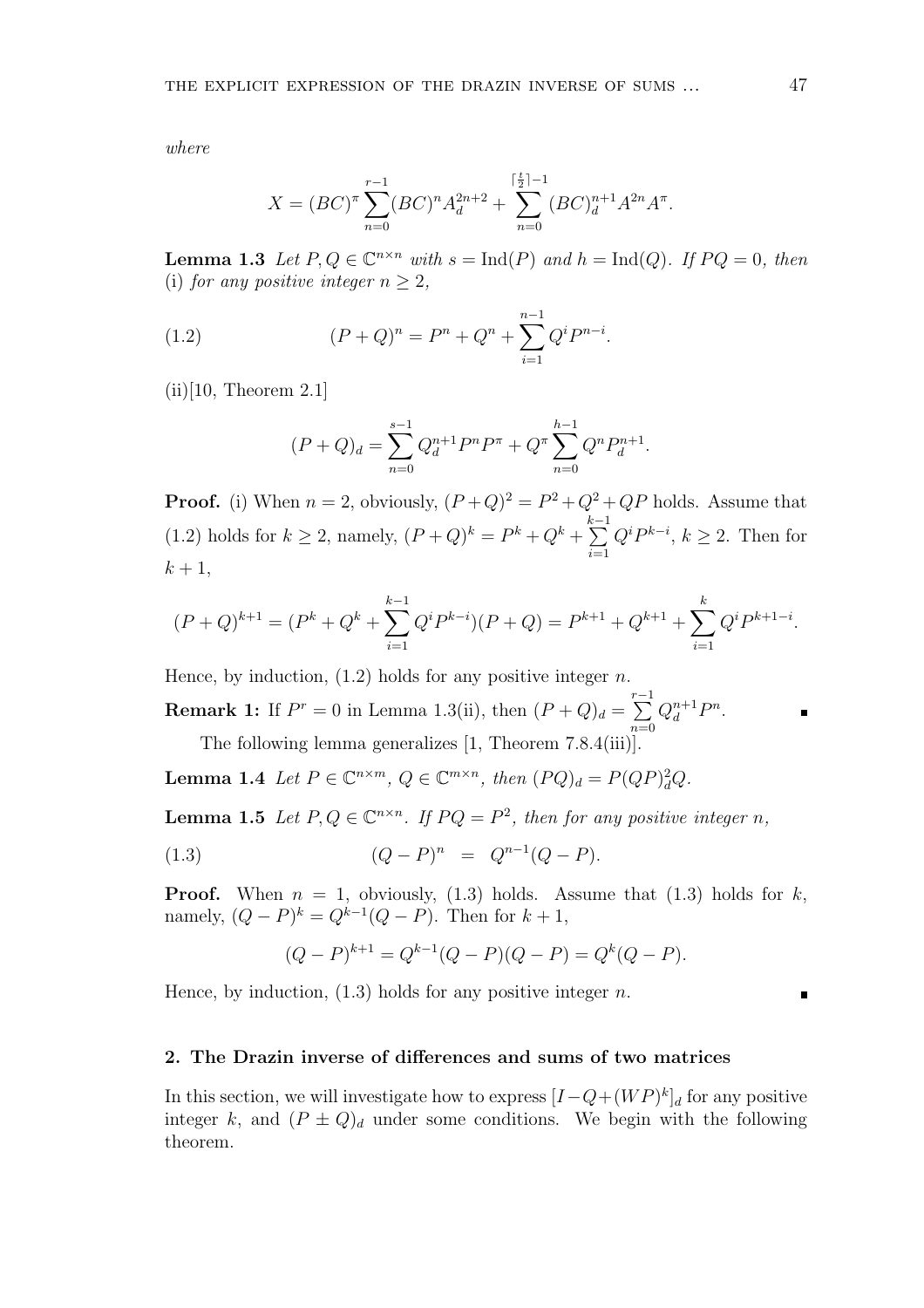*where*

$$X = (BC)^{\pi} \sum_{n=0}^{r-1} (BC)^n A_d^{2n+2} + \sum_{n=0}^{\lceil \frac{t}{2} \rceil - 1} (BC)_d^{n+1} A^{2n} A^{\pi}.$$

**Lemma 1.3** *Let $P, Q \in \mathbb{C}^{n \times n}$ with $s = \mathrm{Ind}(P)$ and $h = \mathrm{Ind}(Q)$. If $PQ = 0$, then* (i) *for any positive integer $n \geq 2$,*

$$(P + Q)^n = P^n + Q^n + \sum_{i=1}^{n-1} Q^i P^{n-i}. \tag{1.2}$$

(ii)[10, Theorem 2.1]

$$(P + Q)_d = \sum_{n=0}^{s-1} Q_d^{n+1} P^n P^{\pi} + Q^{\pi} \sum_{n=0}^{h-1} Q^n P_d^{n+1}.$$

**Proof.** (i) When $n = 2$, obviously, $(P+Q)^2 = P^2 + Q^2 + QP$ holds. Assume that (1.2) holds for $k \geq 2$, namely, $(P + Q)^k = P^k + Q^k + \sum\limits_{i=1}^{k-1} Q^i P^{k-i}$, $k \geq 2$. Then for $k + 1$,

$$(P + Q)^{k+1} = (P^k + Q^k + \sum_{i=1}^{k-1} Q^i P^{k-i})(P + Q) = P^{k+1} + Q^{k+1} + \sum_{i=1}^{k} Q^i P^{k+1-i}.$$

Hence, by induction, (1.2) holds for any positive integer $n$.

**Remark 1:** If $P^r = 0$ in Lemma 1.3(ii), then $(P + Q)_d = \sum\limits_{n=0}^{r-1} Q_d^{n+1} P^n$. ∎

The following lemma generalizes [1, Theorem 7.8.4(iii)].

**Lemma 1.4** *Let $P \in \mathbb{C}^{n \times m}$, $Q \in \mathbb{C}^{m \times n}$, then $(PQ)_d = P(QP)_d^2 Q$.*

**Lemma 1.5** *Let $P, Q \in \mathbb{C}^{n \times n}$. If $PQ = P^2$, then for any positive integer $n$,*

$$(Q - P)^n \;=\; Q^{n-1}(Q - P). \tag{1.3}$$

**Proof.** When $n = 1$, obviously, (1.3) holds. Assume that (1.3) holds for $k$, namely, $(Q - P)^k = Q^{k-1}(Q - P)$. Then for $k + 1$,

$$(Q - P)^{k+1} = Q^{k-1}(Q - P)(Q - P) = Q^k(Q - P).$$

Hence, by induction, (1.3) holds for any positive integer $n$. ∎

## 2. The Drazin inverse of differences and sums of two matrices

In this section, we will investigate how to express $[I - Q + (WP)^k]_d$ for any positive integer $k$, and $(P \pm Q)_d$ under some conditions. We begin with the following theorem.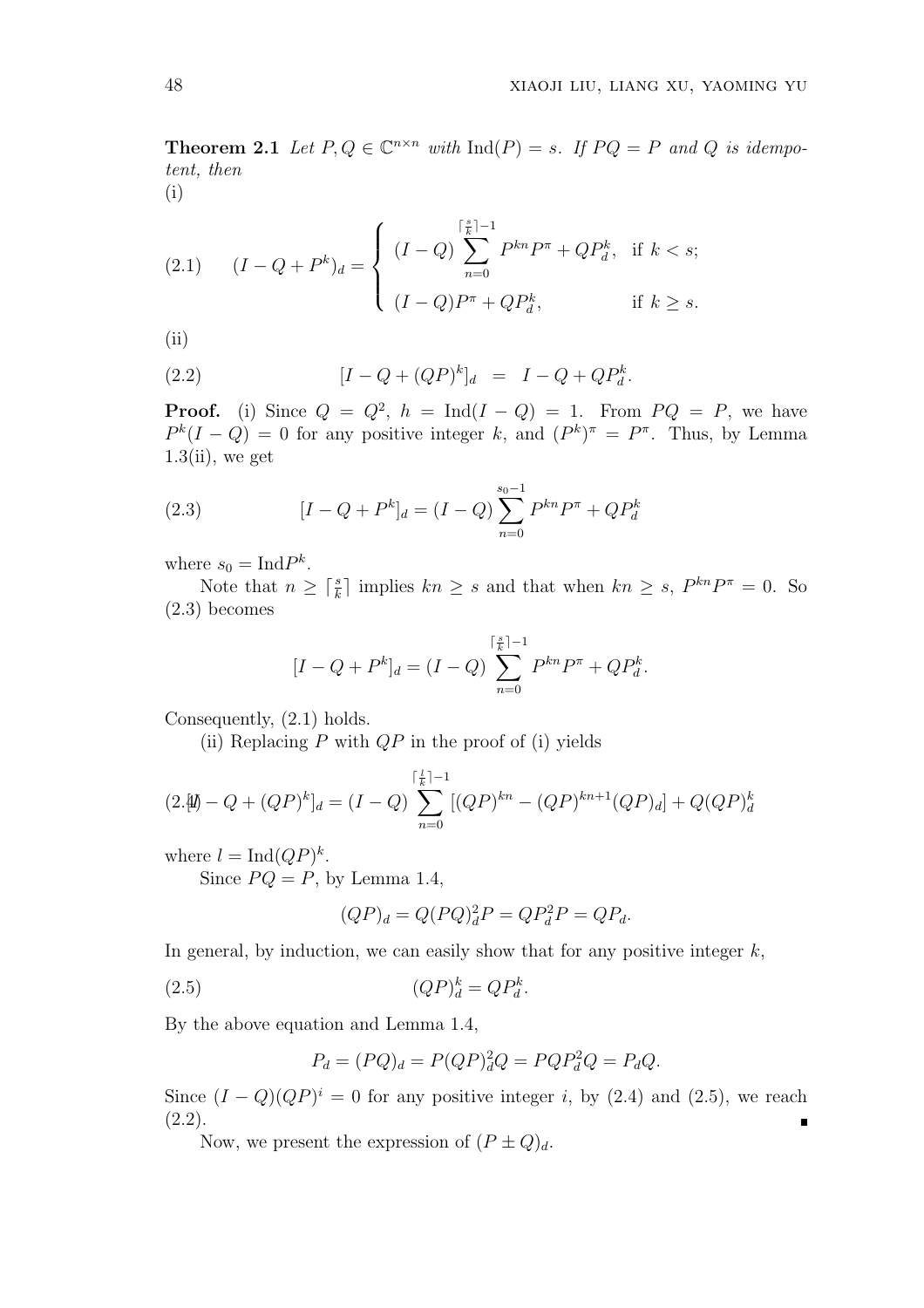**Theorem 2.1** *Let $P, Q \in \mathbb{C}^{n\times n}$ with $\mathrm{Ind}(P) = s$. If $PQ = P$ and $Q$ is idempotent, then*
(i)

$$
(2.1) \qquad (I - Q + P^k)_d = \begin{cases} (I-Q)\displaystyle\sum_{n=0}^{\lceil \frac{s}{k}\rceil - 1} P^{kn}P^{\pi} + QP_d^k, & \text{if } k < s; \\ (I-Q)P^{\pi} + QP_d^k, & \text{if } k \geq s. \end{cases}
$$

(ii)

$$
(2.2) \qquad [I - Q + (QP)^k]_d \;=\; I - Q + QP_d^k.
$$

**Proof.** (i) Since $Q = Q^2$, $h = \mathrm{Ind}(I-Q) = 1$. From $PQ = P$, we have $P^k(I-Q) = 0$ for any positive integer $k$, and $(P^k)^{\pi} = P^{\pi}$. Thus, by Lemma 1.3(ii), we get

$$
(2.3) \qquad [I - Q + P^k]_d = (I-Q)\sum_{n=0}^{s_0 - 1} P^{kn}P^{\pi} + QP_d^k
$$

where $s_0 = \mathrm{Ind}P^k$.

Note that $n \geq \lceil \frac{s}{k} \rceil$ implies $kn \geq s$ and that when $kn \geq s$, $P^{kn}P^{\pi} = 0$. So (2.3) becomes

$$
[I - Q + P^k]_d = (I-Q)\sum_{n=0}^{\lceil \frac{s}{k}\rceil - 1} P^{kn}P^{\pi} + QP_d^k.
$$

Consequently, (2.1) holds.

(ii) Replacing $P$ with $QP$ in the proof of (i) yields

$$
(2.4) \qquad [I - Q + (QP)^k]_d = (I-Q)\sum_{n=0}^{\lceil \frac{l}{k}\rceil - 1} [(QP)^{kn} - (QP)^{kn+1}(QP)_d] + Q(QP)_d^k
$$

where $l = \mathrm{Ind}(QP)^k$.

Since $PQ = P$, by Lemma 1.4,

$$
(QP)_d = Q(PQ)_d^2 P = QP_d^2 P = QP_d.
$$

In general, by induction, we can easily show that for any positive integer $k$,

$$
(2.5) \qquad (QP)_d^k = QP_d^k.
$$

By the above equation and Lemma 1.4,

$$
P_d = (PQ)_d = P(QP)_d^2 Q = PQP_d^2 Q = P_d Q.
$$

Since $(I-Q)(QP)^i = 0$ for any positive integer $i$, by (2.4) and (2.5), we reach (2.2). ∎

Now, we present the expression of $(P \pm Q)_d$.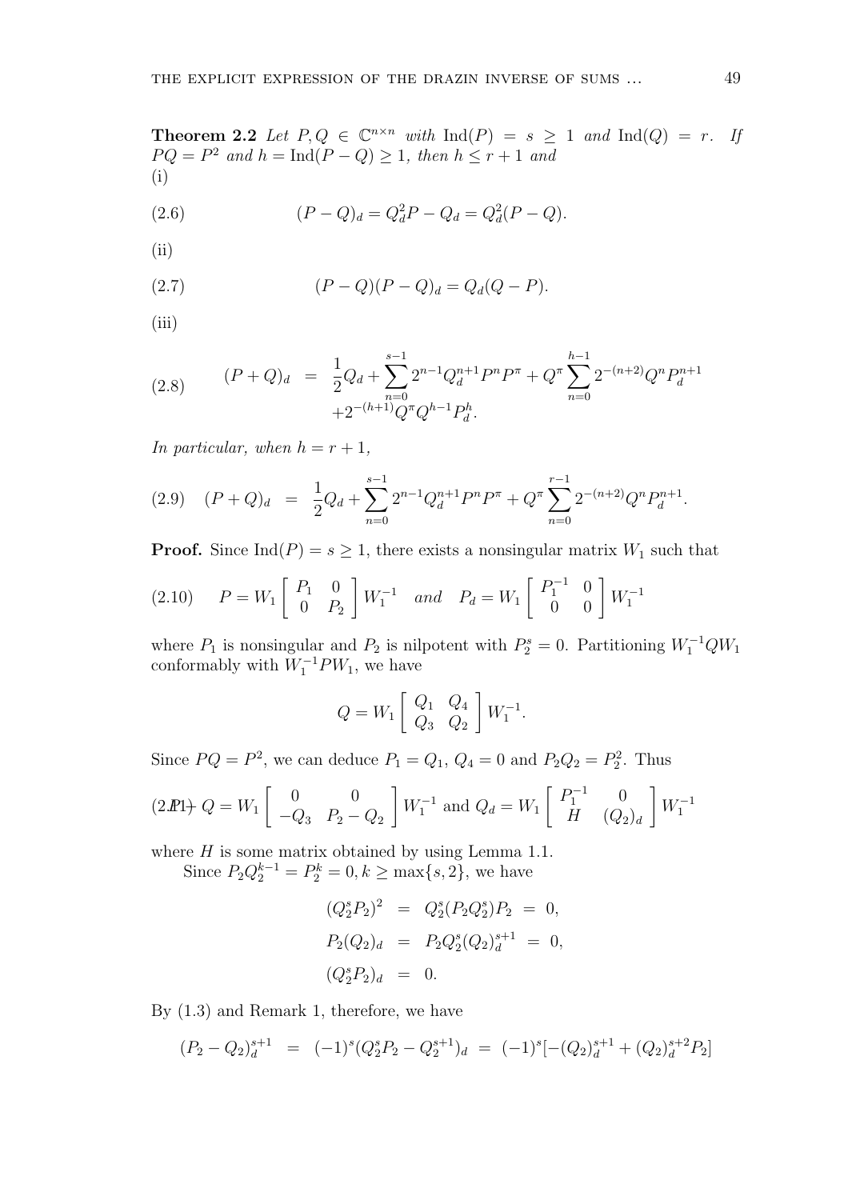**Theorem 2.2** *Let $P, Q \in \mathbb{C}^{n\times n}$ with $\text{Ind}(P) = s \geq 1$ and $\text{Ind}(Q) = r$. If $PQ = P^2$ and $h = \text{Ind}(P - Q) \geq 1$, then $h \leq r + 1$ and*
(i)

$$(P - Q)_d = Q_d^2 P - Q_d = Q_d^2(P - Q). \tag{2.6}$$

(ii)

$$(P - Q)(P - Q)_d = Q_d(Q - P). \tag{2.7}$$

(iii)

$$\begin{aligned}(P + Q)_d &= \frac{1}{2}Q_d + \sum_{n=0}^{s-1} 2^{n-1} Q_d^{n+1} P^n P^\pi + Q^\pi \sum_{n=0}^{h-1} 2^{-(n+2)} Q^n P_d^{n+1} \\ &\quad + 2^{-(h+1)} Q^\pi Q^{h-1} P_d^h.\end{aligned} \tag{2.8}$$

*In particular, when $h = r + 1$,*

$$(P + Q)_d = \frac{1}{2}Q_d + \sum_{n=0}^{s-1} 2^{n-1} Q_d^{n+1} P^n P^\pi + Q^\pi \sum_{n=0}^{r-1} 2^{-(n+2)} Q^n P_d^{n+1}. \tag{2.9}$$

**Proof.** Since $\text{Ind}(P) = s \geq 1$, there exists a nonsingular matrix $W_1$ such that

$$P = W_1 \begin{bmatrix} P_1 & 0 \\ 0 & P_2 \end{bmatrix} W_1^{-1} \quad and \quad P_d = W_1 \begin{bmatrix} P_1^{-1} & 0 \\ 0 & 0 \end{bmatrix} W_1^{-1} \tag{2.10}$$

where $P_1$ is nonsingular and $P_2$ is nilpotent with $P_2^s = 0$. Partitioning $W_1^{-1}QW_1$ conformably with $W_1^{-1}PW_1$, we have

$$Q = W_1 \begin{bmatrix} Q_1 & Q_4 \\ Q_3 & Q_2 \end{bmatrix} W_1^{-1}.$$

Since $PQ = P^2$, we can deduce $P_1 = Q_1$, $Q_4 = 0$ and $P_2Q_2 = P_2^2$. Thus

$$P - Q = W_1 \begin{bmatrix} 0 & 0 \\ -Q_3 & P_2 - Q_2 \end{bmatrix} W_1^{-1} \text{ and } Q_d = W_1 \begin{bmatrix} P_1^{-1} & 0 \\ H & (Q_2)_d \end{bmatrix} W_1^{-1} \tag{2.11}$$

where $H$ is some matrix obtained by using Lemma 1.1.

Since $P_2Q_2^{k-1} = P_2^k = 0, k \geq \max\{s, 2\}$, we have

$$\begin{aligned}(Q_2^s P_2)^2 &= Q_2^s(P_2 Q_2^s)P_2 = 0, \\ P_2(Q_2)_d &= P_2 Q_2^s (Q_2)_d^{s+1} = 0, \\ (Q_2^s P_2)_d &= 0.\end{aligned}$$

By (1.3) and Remark 1, therefore, we have

$$(P_2 - Q_2)_d^{s+1} = (-1)^s (Q_2^s P_2 - Q_2^{s+1})_d = (-1)^s[-(Q_2)_d^{s+1} + (Q_2)_d^{s+2} P_2]$$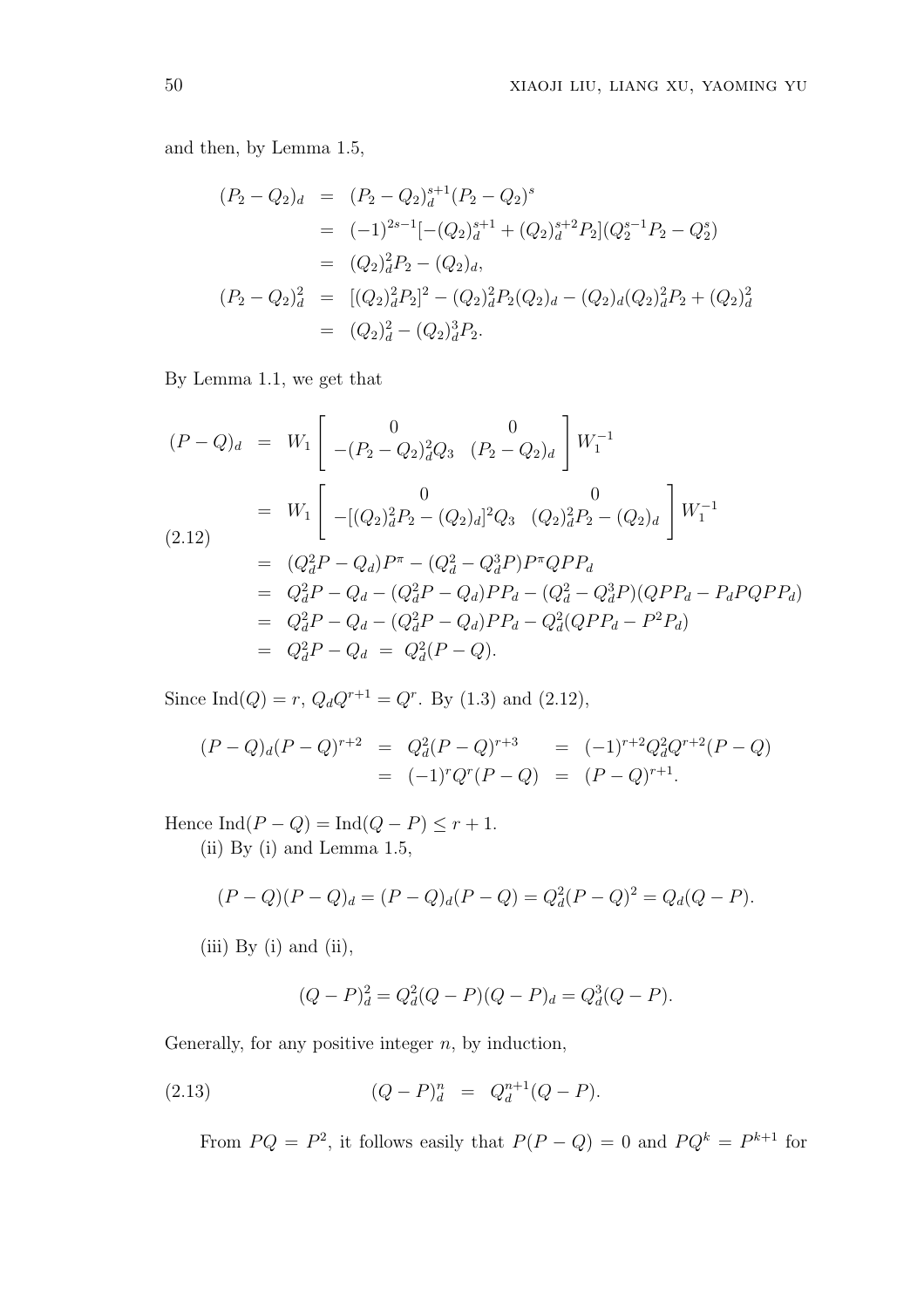and then, by Lemma 1.5,

$$
\begin{aligned}
(P_2-Q_2)_d &= (P_2-Q_2)_d^{s+1}(P_2-Q_2)^s\\
&= (-1)^{2s-1}[-(Q_2)_d^{s+1}+(Q_2)_d^{s+2}P_2](Q_2^{s-1}P_2-Q_2^s)\\
&= (Q_2)_d^2P_2-(Q_2)_d,\\
(P_2-Q_2)_d^2 &= [(Q_2)_d^2P_2]^2-(Q_2)_d^2P_2(Q_2)_d-(Q_2)_d(Q_2)_d^2P_2+(Q_2)_d^2\\
&= (Q_2)_d^2-(Q_2)_d^3P_2.
\end{aligned}
$$

By Lemma 1.1, we get that

$$
\begin{aligned}
(P-Q)_d &= W_1\begin{bmatrix} 0 & 0\\ -(P_2-Q_2)_d^2Q_3 & (P_2-Q_2)_d\end{bmatrix}W_1^{-1}\\
&= W_1\begin{bmatrix} 0 & 0\\ -[(Q_2)_d^2P_2-(Q_2)_d]^2Q_3 & (Q_2)_d^2P_2-(Q_2)_d\end{bmatrix}W_1^{-1}\\
&= (Q_d^2P-Q_d)P^\pi-(Q_d^2-Q_d^3P)P^\pi QPP_d\\
&= Q_d^2P-Q_d-(Q_d^2P-Q_d)PP_d-(Q_d^2-Q_d^3P)(QPP_d-P_dPQPP_d)\\
&= Q_d^2P-Q_d-(Q_d^2P-Q_d)PP_d-Q_d^2(QPP_d-P^2P_d)\\
&= Q_d^2P-Q_d \;=\; Q_d^2(P-Q).
\end{aligned}
\tag{2.12}
$$

Since $\mathrm{Ind}(Q)=r$, $Q_dQ^{r+1}=Q^r$. By (1.3) and (2.12),

$$
\begin{aligned}
(P-Q)_d(P-Q)^{r+2} &= Q_d^2(P-Q)^{r+3} &&= (-1)^{r+2}Q_d^2Q^{r+2}(P-Q)\\
&= (-1)^rQ^r(P-Q) &&= (P-Q)^{r+1}.
\end{aligned}
$$

Hence $\mathrm{Ind}(P-Q)=\mathrm{Ind}(Q-P)\le r+1$.

(ii) By (i) and Lemma 1.5,

$$
(P-Q)(P-Q)_d=(P-Q)_d(P-Q)=Q_d^2(P-Q)^2=Q_d(Q-P).
$$

(iii) By (i) and (ii),

$$
(Q-P)_d^2=Q_d^2(Q-P)(Q-P)_d=Q_d^3(Q-P).
$$

Generally, for any positive integer $n$, by induction,

$$
(Q-P)_d^n \;=\; Q_d^{n+1}(Q-P). \tag{2.13}
$$

From $PQ=P^2$, it follows easily that $P(P-Q)=0$ and $PQ^k=P^{k+1}$ for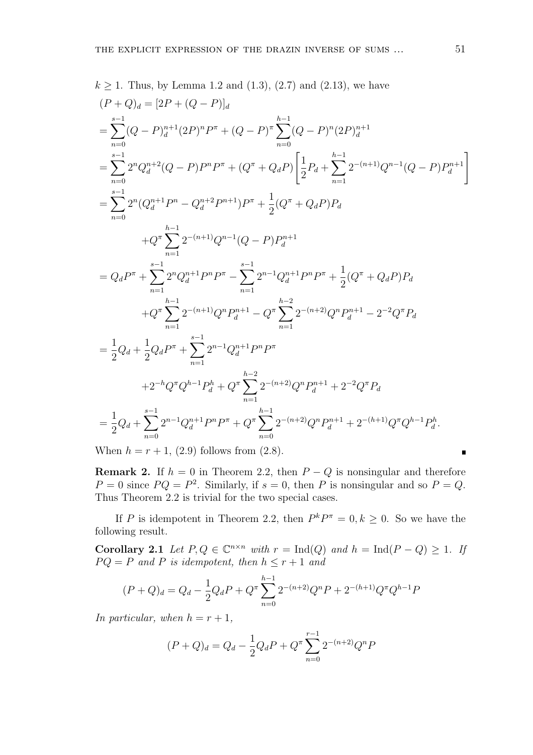$k \geq 1$. Thus, by Lemma 1.2 and (1.3), (2.7) and (2.13), we have

$$
\begin{aligned}
&(P+Q)_d = [2P + (Q-P)]_d \\
&= \sum_{n=0}^{s-1} (Q-P)_d^{n+1} (2P)^n P^\pi + (Q-P)^\pi \sum_{n=0}^{h-1} (Q-P)^n (2P)_d^{n+1} \\
&= \sum_{n=0}^{s-1} 2^n Q_d^{n+2} (Q-P) P^n P^\pi + (Q^\pi + Q_d P) \left[ \frac{1}{2} P_d + \sum_{n=1}^{h-1} 2^{-(n+1)} Q^{n-1} (Q-P) P_d^{n+1} \right] \\
&= \sum_{n=0}^{s-1} 2^n (Q_d^{n+1} P^n - Q_d^{n+2} P^{n+1}) P^\pi + \frac{1}{2} (Q^\pi + Q_d P) P_d \\
&\qquad + Q^\pi \sum_{n=1}^{h-1} 2^{-(n+1)} Q^{n-1} (Q-P) P_d^{n+1} \\
&= Q_d P^\pi + \sum_{n=1}^{s-1} 2^n Q_d^{n+1} P^n P^\pi - \sum_{n=1}^{s-1} 2^{n-1} Q_d^{n+1} P^n P^\pi + \frac{1}{2} (Q^\pi + Q_d P) P_d \\
&\qquad + Q^\pi \sum_{n=1}^{h-1} 2^{-(n+1)} Q^n P_d^{n+1} - Q^\pi \sum_{n=1}^{h-2} 2^{-(n+2)} Q^n P_d^{n+1} - 2^{-2} Q^\pi P_d \\
&= \frac{1}{2} Q_d + \frac{1}{2} Q_d P^\pi + \sum_{n=1}^{s-1} 2^{n-1} Q_d^{n+1} P^n P^\pi \\
&\qquad + 2^{-h} Q^\pi Q^{h-1} P_d^h + Q^\pi \sum_{n=1}^{h-2} 2^{-(n+2)} Q^n P_d^{n+1} + 2^{-2} Q^\pi P_d \\
&= \frac{1}{2} Q_d + \sum_{n=0}^{s-1} 2^{n-1} Q_d^{n+1} P^n P^\pi + Q^\pi \sum_{n=0}^{h-1} 2^{-(n+2)} Q^n P_d^{n+1} + 2^{-(h+1)} Q^\pi Q^{h-1} P_d^h.
\end{aligned}
$$

When $h = r+1$, (2.9) follows from (2.8). ∎

**Remark 2.** If $h = 0$ in Theorem 2.2, then $P - Q$ is nonsingular and therefore $P = 0$ since $PQ = P^2$. Similarly, if $s = 0$, then $P$ is nonsingular and so $P = Q$. Thus Theorem 2.2 is trivial for the two special cases.

If $P$ is idempotent in Theorem 2.2, then $P^k P^\pi = 0, k \geq 0$. So we have the following result.

**Corollary 2.1** *Let $P, Q \in \mathbb{C}^{n \times n}$ with $r = \operatorname{Ind}(Q)$ and $h = \operatorname{Ind}(P - Q) \geq 1$. If $PQ = P$ and $P$ is idempotent, then $h \leq r + 1$ and*

$$
(P+Q)_d = Q_d - \frac{1}{2} Q_d P + Q^\pi \sum_{n=0}^{h-1} 2^{-(n+2)} Q^n P + 2^{-(h+1)} Q^\pi Q^{h-1} P
$$

*In particular, when $h = r + 1$,*

$$
(P+Q)_d = Q_d - \frac{1}{2} Q_d P + Q^\pi \sum_{n=0}^{r-1} 2^{-(n+2)} Q^n P
$$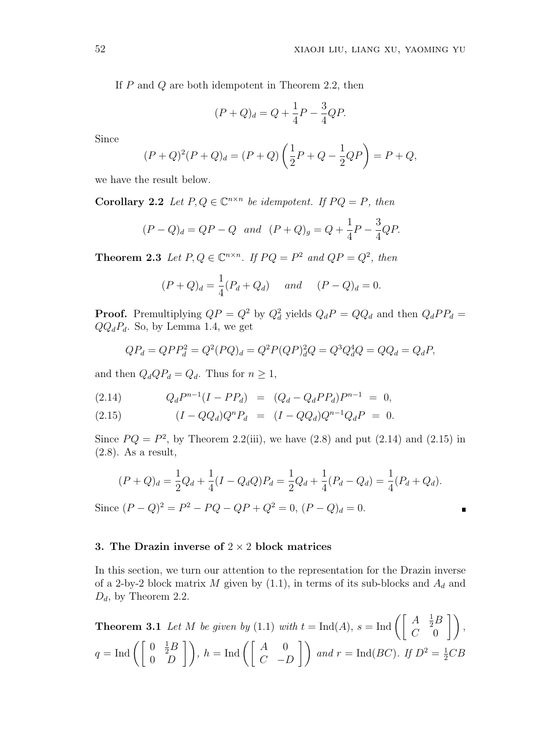If $P$ and $Q$ are both idempotent in Theorem 2.2, then

$$(P+Q)_d = Q + \frac{1}{4}P - \frac{3}{4}QP.$$

Since

$$(P+Q)^2(P+Q)_d = (P+Q)\left(\frac{1}{2}P + Q - \frac{1}{2}QP\right) = P+Q,$$

we have the result below.

**Corollary 2.2** *Let $P, Q \in \mathbb{C}^{n\times n}$ be idempotent. If $PQ = P$, then*

$$(P-Q)_d = QP - Q \quad \text{and} \quad (P+Q)_g = Q + \frac{1}{4}P - \frac{3}{4}QP.$$

**Theorem 2.3** *Let $P, Q \in \mathbb{C}^{n\times n}$. If $PQ = P^2$ and $QP = Q^2$, then*

$$(P+Q)_d = \frac{1}{4}(P_d + Q_d) \qquad \text{and} \qquad (P-Q)_d = 0.$$

**Proof.** Premultiplying $QP = Q^2$ by $Q_d^2$ yields $Q_dP = QQ_d$ and then $Q_dPP_d = QQ_dP_d$. So, by Lemma 1.4, we get

$$QP_d = QPP_d^2 = Q^2(PQ)_d = Q^2P(QP)_d^2Q = Q^3Q_d^4Q = QQ_d = Q_dP,$$

and then $Q_dQP_d = Q_d$. Thus for $n \geq 1$,

$$Q_dP^{n-1}(I - PP_d) \;=\; (Q_d - Q_dPP_d)P^{n-1} \;=\; 0, \tag{2.14}$$

$$(I - QQ_d)Q^nP_d \;=\; (I - QQ_d)Q^{n-1}Q_dP \;=\; 0. \tag{2.15}$$

Since $PQ = P^2$, by Theorem 2.2(iii), we have (2.8) and put (2.14) and (2.15) in (2.8). As a result,

$$(P+Q)_d = \frac{1}{2}Q_d + \frac{1}{4}(I - Q_dQ)P_d = \frac{1}{2}Q_d + \frac{1}{4}(P_d - Q_d) = \frac{1}{4}(P_d + Q_d).$$

Since $(P-Q)^2 = P^2 - PQ - QP + Q^2 = 0$, $(P-Q)_d = 0$. ∎

## 3. The Drazin inverse of $2\times 2$ block matrices

In this section, we turn our attention to the representation for the Drazin inverse of a 2-by-2 block matrix $M$ given by (1.1), in terms of its sub-blocks and $A_d$ and $D_d$, by Theorem 2.2.

**Theorem 3.1** *Let $M$ be given by (1.1) with $t = \mathrm{Ind}(A)$, $s = \mathrm{Ind}\left(\begin{bmatrix} A & \frac{1}{2}B \\ C & 0 \end{bmatrix}\right)$, $q = \mathrm{Ind}\left(\begin{bmatrix} 0 & \frac{1}{2}B \\ 0 & D \end{bmatrix}\right)$, $h = \mathrm{Ind}\left(\begin{bmatrix} A & 0 \\ C & -D \end{bmatrix}\right)$ and $r = \mathrm{Ind}(BC)$. If $D^2 = \frac{1}{2}CB$*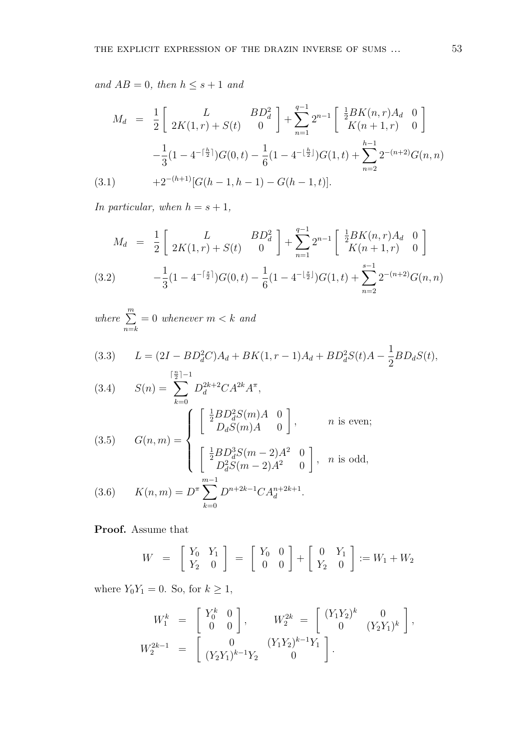*and $AB = 0$, then $h \leq s+1$ and*

$$
\begin{aligned}
M_d &= \frac{1}{2}\begin{bmatrix} L & BD_d^2 \\ 2K(1,r)+S(t) & 0 \end{bmatrix} + \sum_{n=1}^{q-1} 2^{n-1} \begin{bmatrix} \frac{1}{2}BK(n,r)A_d & 0 \\ K(n+1,r) & 0 \end{bmatrix} \\
&\quad -\frac{1}{3}(1-4^{-\lceil \frac{h}{2} \rceil})G(0,t) - \frac{1}{6}(1-4^{-\lfloor \frac{h}{2} \rfloor})G(1,t) + \sum_{n=2}^{h-1} 2^{-(n+2)}G(n,n) \\
&\quad +2^{-(h+1)}[G(h-1,h-1)-G(h-1,t)]. \qquad (3.1)
\end{aligned}
$$

*In particular, when $h = s+1$,*

$$
\begin{aligned}
M_d &= \frac{1}{2}\begin{bmatrix} L & BD_d^2 \\ 2K(1,r)+S(t) & 0 \end{bmatrix} + \sum_{n=1}^{q-1} 2^{n-1} \begin{bmatrix} \frac{1}{2}BK(n,r)A_d & 0 \\ K(n+1,r) & 0 \end{bmatrix} \\
&\quad -\frac{1}{3}(1-4^{-\lceil \frac{s}{2} \rceil})G(0,t) - \frac{1}{6}(1-4^{-\lfloor \frac{s}{2} \rfloor})G(1,t) + \sum_{n=2}^{s-1} 2^{-(n+2)}G(n,n) \qquad (3.2)
\end{aligned}
$$

*where $\sum_{n=k}^{m} = 0$ whenever $m < k$ and*

$$L = (2I - BD_d^2C)A_d + BK(1,r-1)A_d + BD_d^2S(t)A - \frac{1}{2}BD_dS(t), \qquad (3.3)$$

$$S(n) = \sum_{k=0}^{\lceil \frac{n}{2} \rceil -1} D_d^{2k+2}CA^{2k}A^{\pi}, \qquad (3.4)$$

$$G(n,m) = \begin{cases} \begin{bmatrix} \frac{1}{2}BD_d^2S(m)A & 0 \\ D_dS(m)A & 0 \end{bmatrix}, & n \text{ is even;} \\[2ex] \begin{bmatrix} \frac{1}{2}BD_d^3S(m-2)A^2 & 0 \\ D_d^2S(m-2)A^2 & 0 \end{bmatrix}, & n \text{ is odd,} \end{cases} \qquad (3.5)$$

$$K(n,m) = D^{\pi}\sum_{k=0}^{m-1} D^{n+2k-1}CA_d^{n+2k+1}. \qquad (3.6)$$

**Proof.** Assume that

$$W = \begin{bmatrix} Y_0 & Y_1 \\ Y_2 & 0 \end{bmatrix} = \begin{bmatrix} Y_0 & 0 \\ 0 & 0 \end{bmatrix} + \begin{bmatrix} 0 & Y_1 \\ Y_2 & 0 \end{bmatrix} := W_1 + W_2$$

where $Y_0Y_1 = 0$. So, for $k \geq 1$,

$$
\begin{aligned}
W_1^k &= \begin{bmatrix} Y_0^k & 0 \\ 0 & 0 \end{bmatrix}, \qquad W_2^{2k} = \begin{bmatrix} (Y_1Y_2)^k & 0 \\ 0 & (Y_2Y_1)^k \end{bmatrix}, \\
W_2^{2k-1} &= \begin{bmatrix} 0 & (Y_1Y_2)^{k-1}Y_1 \\ (Y_2Y_1)^{k-1}Y_2 & 0 \end{bmatrix}.
\end{aligned}
$$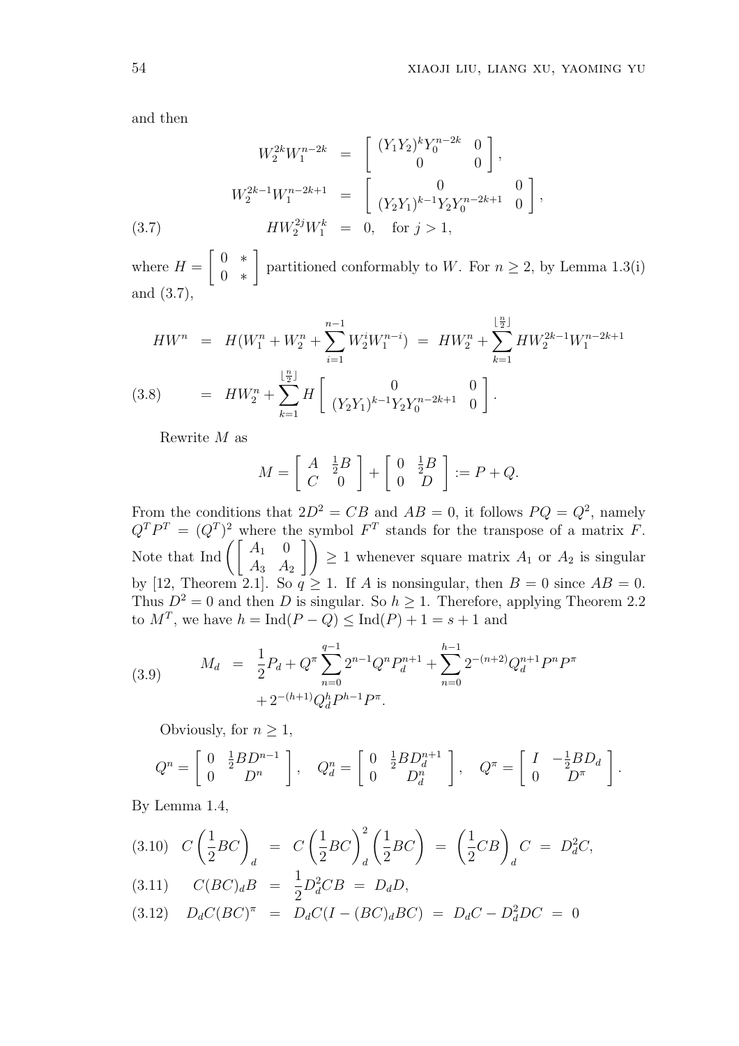and then

$$
\begin{aligned}
W_2^{2k}W_1^{n-2k} &= \begin{bmatrix} (Y_1Y_2)^kY_0^{n-2k} & 0 \\ 0 & 0 \end{bmatrix}, \\
W_2^{2k-1}W_1^{n-2k+1} &= \begin{bmatrix} 0 & 0 \\ (Y_2Y_1)^{k-1}Y_2Y_0^{n-2k+1} & 0 \end{bmatrix}, \\
HW_2^{2j}W_1^k &= 0, \quad \text{for } j > 1, \qquad (3.7)
\end{aligned}
$$

where $H = \begin{bmatrix} 0 & * \\ 0 & * \end{bmatrix}$ partitioned conformably to $W$. For $n \geq 2$, by Lemma 1.3(i) and (3.7),

$$
\begin{aligned}
HW^n &= H(W_1^n + W_2^n + \sum_{i=1}^{n-1} W_2^iW_1^{n-i}) = HW_2^n + \sum_{k=1}^{\lfloor \frac{n}{2} \rfloor} HW_2^{2k-1}W_1^{n-2k+1} \\
&= HW_2^n + \sum_{k=1}^{\lfloor \frac{n}{2} \rfloor} H \begin{bmatrix} 0 & 0 \\ (Y_2Y_1)^{k-1}Y_2Y_0^{n-2k+1} & 0 \end{bmatrix}. \qquad (3.8)
\end{aligned}
$$

Rewrite $M$ as

$$
M = \begin{bmatrix} A & \frac{1}{2}B \\ C & 0 \end{bmatrix} + \begin{bmatrix} 0 & \frac{1}{2}B \\ 0 & D \end{bmatrix} := P + Q.
$$

From the conditions that $2D^2 = CB$ and $AB = 0$, it follows $PQ = Q^2$, namely $Q^TP^T = (Q^T)^2$ where the symbol $F^T$ stands for the transpose of a matrix $F$. Note that $\mathrm{Ind}\left(\begin{bmatrix} A_1 & 0 \\ A_3 & A_2 \end{bmatrix}\right) \geq 1$ whenever square matrix $A_1$ or $A_2$ is singular by [12, Theorem 2.1]. So $q \geq 1$. If $A$ is nonsingular, then $B = 0$ since $AB = 0$. Thus $D^2 = 0$ and then $D$ is singular. So $h \geq 1$. Therefore, applying Theorem 2.2 to $M^T$, we have $h = \mathrm{Ind}(P - Q) \leq \mathrm{Ind}(P) + 1 = s + 1$ and

$$
\begin{aligned}
M_d &= \frac{1}{2}P_d + Q^\pi \sum_{n=0}^{q-1} 2^{n-1}Q^nP_d^{n+1} + \sum_{n=0}^{h-1} 2^{-(n+2)}Q_d^{n+1}P^nP^\pi \\
&\quad + 2^{-(h+1)}Q_d^hP^{h-1}P^\pi. \qquad (3.9)
\end{aligned}
$$

Obviously, for $n \geq 1$,

$$
Q^n = \begin{bmatrix} 0 & \frac{1}{2}BD^{n-1} \\ 0 & D^n \end{bmatrix}, \quad Q_d^n = \begin{bmatrix} 0 & \frac{1}{2}BD_d^{n+1} \\ 0 & D_d^n \end{bmatrix}, \quad Q^\pi = \begin{bmatrix} I & -\frac{1}{2}BD_d \\ 0 & D^\pi \end{bmatrix}.
$$

By Lemma 1.4,

$$
\begin{aligned}
C\left(\frac{1}{2}BC\right)_d &= C\left(\frac{1}{2}BC\right)_d^2\left(\frac{1}{2}BC\right) = \left(\frac{1}{2}CB\right)_d C = D_d^2C, \qquad (3.10) \\
C(BC)_dB &= \frac{1}{2}D_d^2CB = D_dD, \qquad (3.11) \\
D_dC(BC)^\pi &= D_dC(I - (BC)_dBC) = D_dC - D_d^2DC = 0 \qquad (3.12)
\end{aligned}
$$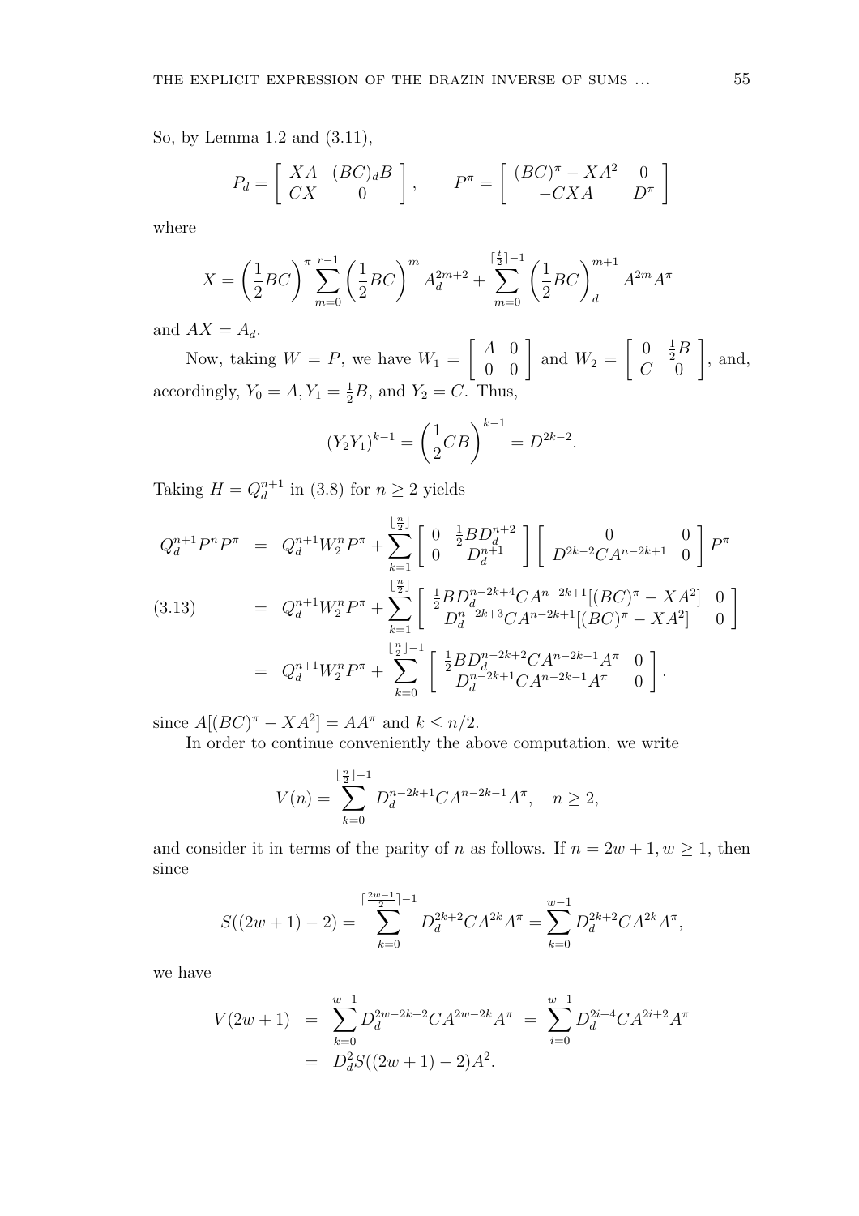So, by Lemma 1.2 and (3.11),

$$P_d = \begin{bmatrix} XA & (BC)_d B \\ CX & 0 \end{bmatrix}, \qquad P^\pi = \begin{bmatrix} (BC)^\pi - XA^2 & 0 \\ -CXA & D^\pi \end{bmatrix}$$

where

$$X = \left(\frac{1}{2}BC\right)^\pi \sum_{m=0}^{r-1} \left(\frac{1}{2}BC\right)^m A_d^{2m+2} + \sum_{m=0}^{\lceil \frac{t}{2} \rceil - 1} \left(\frac{1}{2}BC\right)_d^{m+1} A^{2m} A^\pi$$

and $AX = A_d$.

Now, taking $W = P$, we have $W_1 = \begin{bmatrix} A & 0 \\ 0 & 0 \end{bmatrix}$ and $W_2 = \begin{bmatrix} 0 & \frac{1}{2}B \\ C & 0 \end{bmatrix}$, and, accordingly, $Y_0 = A, Y_1 = \frac{1}{2}B$, and $Y_2 = C$. Thus,

$$(Y_2 Y_1)^{k-1} = \left(\frac{1}{2}CB\right)^{k-1} = D^{2k-2}.$$

Taking $H = Q_d^{n+1}$ in (3.8) for $n \geq 2$ yields

$$\begin{aligned}
Q_d^{n+1} P^n P^\pi &= Q_d^{n+1} W_2^n P^\pi + \sum_{k=1}^{\lfloor \frac{n}{2} \rfloor} \begin{bmatrix} 0 & \frac{1}{2}BD_d^{n+2} \\ 0 & D_d^{n+1} \end{bmatrix} \begin{bmatrix} 0 & 0 \\ D^{2k-2}CA^{n-2k+1} & 0 \end{bmatrix} P^\pi \\
&= Q_d^{n+1} W_2^n P^\pi + \sum_{k=1}^{\lfloor \frac{n}{2} \rfloor} \begin{bmatrix} \frac{1}{2}BD_d^{n-2k+4}CA^{n-2k+1}[(BC)^\pi - XA^2] & 0 \\ D_d^{n-2k+3}CA^{n-2k+1}[(BC)^\pi - XA^2] & 0 \end{bmatrix} \qquad (3.13) \\
&= Q_d^{n+1} W_2^n P^\pi + \sum_{k=0}^{\lfloor \frac{n}{2} \rfloor - 1} \begin{bmatrix} \frac{1}{2}BD_d^{n-2k+2}CA^{n-2k-1}A^\pi & 0 \\ D_d^{n-2k+1}CA^{n-2k-1}A^\pi & 0 \end{bmatrix}.
\end{aligned}$$

since $A[(BC)^\pi - XA^2] = AA^\pi$ and $k \leq n/2$.

In order to continue conveniently the above computation, we write

$$V(n) = \sum_{k=0}^{\lfloor \frac{n}{2} \rfloor - 1} D_d^{n-2k+1} C A^{n-2k-1} A^\pi, \quad n \geq 2,$$

and consider it in terms of the parity of $n$ as follows. If $n = 2w+1, w \geq 1$, then since

$$S((2w+1)-2) = \sum_{k=0}^{\lceil \frac{2w-1}{2} \rceil - 1} D_d^{2k+2} C A^{2k} A^\pi = \sum_{k=0}^{w-1} D_d^{2k+2} C A^{2k} A^\pi,$$

we have

$$\begin{aligned}
V(2w+1) &= \sum_{k=0}^{w-1} D_d^{2w-2k+2} C A^{2w-2k} A^\pi = \sum_{i=0}^{w-1} D_d^{2i+4} C A^{2i+2} A^\pi \\
&= D_d^2 S((2w+1)-2) A^2.
\end{aligned}$$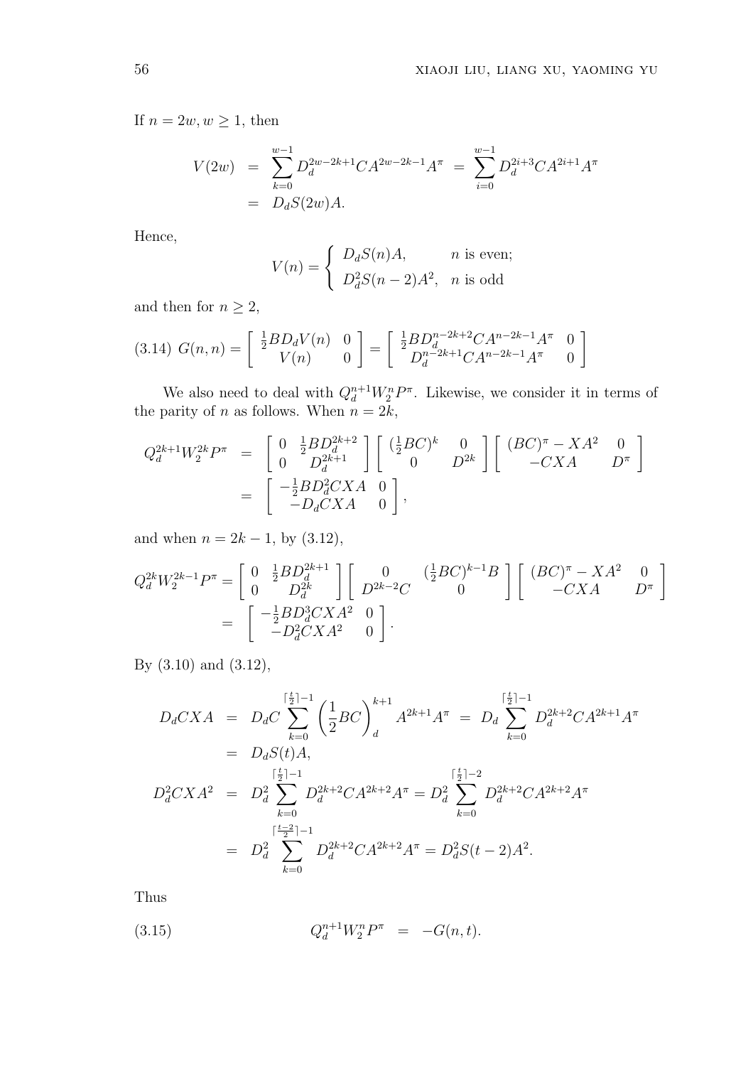If $n = 2w, w \geq 1$, then

$$\begin{aligned} V(2w) &= \sum_{k=0}^{w-1} D_d^{2w-2k+1} C A^{2w-2k-1} A^{\pi} = \sum_{i=0}^{w-1} D_d^{2i+3} C A^{2i+1} A^{\pi} \\ &= D_d S(2w) A. \end{aligned}$$

Hence,

$$V(n) = \begin{cases} D_d S(n) A, & n \text{ is even;} \\ D_d^2 S(n-2) A^2, & n \text{ is odd} \end{cases}$$

and then for $n \geq 2$,

$$G(n,n) = \begin{bmatrix} \frac{1}{2} B D_d V(n) & 0 \\ V(n) & 0 \end{bmatrix} = \begin{bmatrix} \frac{1}{2} B D_d^{n-2k+2} C A^{n-2k-1} A^{\pi} & 0 \\ D_d^{n-2k+1} C A^{n-2k-1} A^{\pi} & 0 \end{bmatrix} \tag{3.14}$$

We also need to deal with $Q_d^{n+1} W_2^n P^{\pi}$. Likewise, we consider it in terms of the parity of $n$ as follows. When $n = 2k$,

$$\begin{aligned} Q_d^{2k+1} W_2^{2k} P^{\pi} &= \begin{bmatrix} 0 & \frac{1}{2} B D_d^{2k+2} \\ 0 & D_d^{2k+1} \end{bmatrix} \begin{bmatrix} (\frac{1}{2} BC)^k & 0 \\ 0 & D^{2k} \end{bmatrix} \begin{bmatrix} (BC)^{\pi} - XA^2 & 0 \\ -CXA & D^{\pi} \end{bmatrix} \\ &= \begin{bmatrix} -\frac{1}{2} B D_d^2 CXA & 0 \\ -D_d CXA & 0 \end{bmatrix}, \end{aligned}$$

and when $n = 2k-1$, by (3.12),

$$\begin{aligned} Q_d^{2k} W_2^{2k-1} P^{\pi} &= \begin{bmatrix} 0 & \frac{1}{2} B D_d^{2k+1} \\ 0 & D_d^{2k} \end{bmatrix} \begin{bmatrix} 0 & (\frac{1}{2} BC)^{k-1} B \\ D^{2k-2} C & 0 \end{bmatrix} \begin{bmatrix} (BC)^{\pi} - XA^2 & 0 \\ -CXA & D^{\pi} \end{bmatrix} \\ &= \begin{bmatrix} -\frac{1}{2} B D_d^3 CXA^2 & 0 \\ -D_d^2 CXA^2 & 0 \end{bmatrix}. \end{aligned}$$

By (3.10) and (3.12),

$$\begin{aligned} D_d CXA &= D_d C \sum_{k=0}^{\lceil \frac{t}{2} \rceil - 1} \left( \frac{1}{2} BC \right)_d^{k+1} A^{2k+1} A^{\pi} = D_d \sum_{k=0}^{\lceil \frac{t}{2} \rceil - 1} D_d^{2k+2} C A^{2k+1} A^{\pi} \\ &= D_d S(t) A, \\ D_d^2 CXA^2 &= D_d^2 \sum_{k=0}^{\lceil \frac{t}{2} \rceil - 1} D_d^{2k+2} C A^{2k+2} A^{\pi} = D_d^2 \sum_{k=0}^{\lceil \frac{t}{2} \rceil - 2} D_d^{2k+2} C A^{2k+2} A^{\pi} \\ &= D_d^2 \sum_{k=0}^{\lceil \frac{t-2}{2} \rceil - 1} D_d^{2k+2} C A^{2k+2} A^{\pi} = D_d^2 S(t-2) A^2. \end{aligned}$$

Thus

$$Q_d^{n+1} W_2^n P^{\pi} \;=\; -G(n,t). \tag{3.15}$$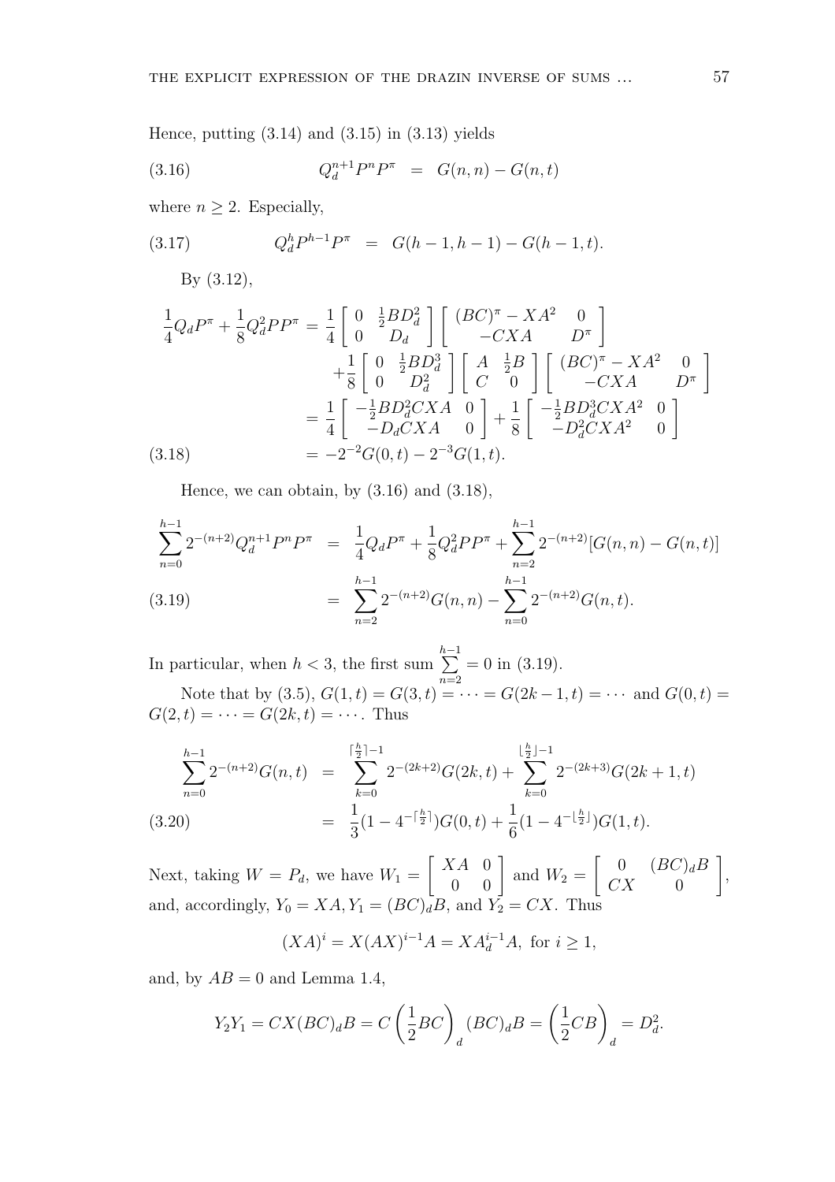Hence, putting (3.14) and (3.15) in (3.13) yields

$$Q_d^{n+1} P^n P^\pi \;=\; G(n,n) - G(n,t) \tag{3.16}$$

where $n \geq 2$. Especially,

$$Q_d^h P^{h-1} P^\pi \;=\; G(h-1,h-1) - G(h-1,t). \tag{3.17}$$

By (3.12),

$$\begin{aligned}
\frac{1}{4} Q_d P^\pi + \frac{1}{8} Q_d^2 P P^\pi &= \frac{1}{4} \begin{bmatrix} 0 & \frac{1}{2} B D_d^2 \\ 0 & D_d \end{bmatrix} \begin{bmatrix} (BC)^\pi - XA^2 & 0 \\ -CXA & D^\pi \end{bmatrix} \\
&\quad + \frac{1}{8} \begin{bmatrix} 0 & \frac{1}{2} B D_d^3 \\ 0 & D_d^2 \end{bmatrix} \begin{bmatrix} A & \frac{1}{2} B \\ C & 0 \end{bmatrix} \begin{bmatrix} (BC)^\pi - XA^2 & 0 \\ -CXA & D^\pi \end{bmatrix} \\
&= \frac{1}{4} \begin{bmatrix} -\frac{1}{2} B D_d^2 CXA & 0 \\ -D_d CXA & 0 \end{bmatrix} + \frac{1}{8} \begin{bmatrix} -\frac{1}{2} B D_d^3 CXA^2 & 0 \\ -D_d^2 CXA^2 & 0 \end{bmatrix} \\
&= -2^{-2} G(0,t) - 2^{-3} G(1,t).
\end{aligned} \tag{3.18}$$

Hence, we can obtain, by (3.16) and (3.18),

$$\begin{aligned}
\sum_{n=0}^{h-1} 2^{-(n+2)} Q_d^{n+1} P^n P^\pi &= \frac{1}{4} Q_d P^\pi + \frac{1}{8} Q_d^2 P P^\pi + \sum_{n=2}^{h-1} 2^{-(n+2)} [G(n,n) - G(n,t)] \\
&= \sum_{n=2}^{h-1} 2^{-(n+2)} G(n,n) - \sum_{n=0}^{h-1} 2^{-(n+2)} G(n,t).
\end{aligned} \tag{3.19}$$

In particular, when $h < 3$, the first sum $\sum\limits_{n=2}^{h-1} = 0$ in (3.19).

Note that by (3.5), $G(1,t) = G(3,t) = \cdots = G(2k-1,t) = \cdots$ and $G(0,t) = G(2,t) = \cdots = G(2k,t) = \cdots$. Thus

$$\begin{aligned}
\sum_{n=0}^{h-1} 2^{-(n+2)} G(n,t) &= \sum_{k=0}^{\lceil \frac{h}{2} \rceil - 1} 2^{-(2k+2)} G(2k,t) + \sum_{k=0}^{\lfloor \frac{h}{2} \rfloor - 1} 2^{-(2k+3)} G(2k+1,t) \\
&= \frac{1}{3}(1 - 4^{-\lceil \frac{h}{2} \rceil}) G(0,t) + \frac{1}{6}(1 - 4^{-\lfloor \frac{h}{2} \rfloor}) G(1,t).
\end{aligned} \tag{3.20}$$

Next, taking $W = P_d$, we have $W_1 = \begin{bmatrix} XA & 0 \\ 0 & 0 \end{bmatrix}$ and $W_2 = \begin{bmatrix} 0 & (BC)_d B \\ CX & 0 \end{bmatrix}$, and, accordingly, $Y_0 = XA$, $Y_1 = (BC)_d B$, and $Y_2 = CX$. Thus

$$(XA)^i = X(AX)^{i-1} A = X A_d^{i-1} A, \text{ for } i \geq 1,$$

and, by $AB = 0$ and Lemma 1.4,

$$Y_2 Y_1 = CX(BC)_d B = C \left( \frac{1}{2} BC \right)_d (BC)_d B = \left( \frac{1}{2} CB \right)_d = D_d^2.$$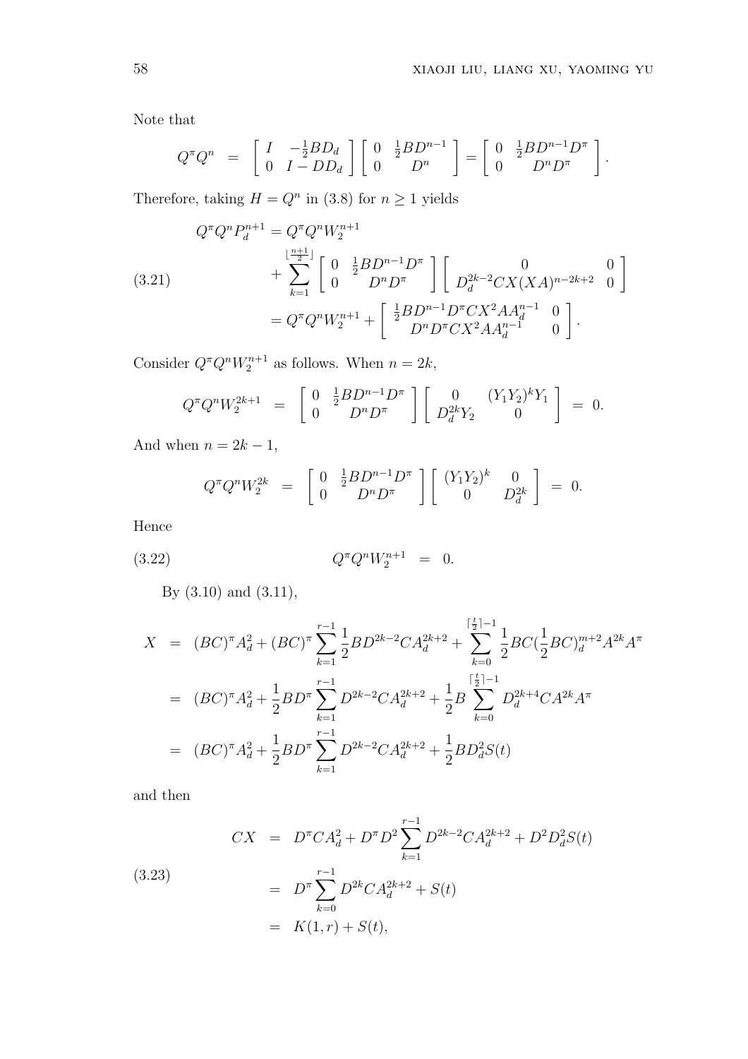Note that

$$Q^{\pi}Q^{n} = \begin{bmatrix} I & -\frac{1}{2}BD_d \\ 0 & I-DD_d \end{bmatrix}\begin{bmatrix} 0 & \frac{1}{2}BD^{n-1} \\ 0 & D^n \end{bmatrix} = \begin{bmatrix} 0 & \frac{1}{2}BD^{n-1}D^{\pi} \\ 0 & D^nD^{\pi} \end{bmatrix}.$$

Therefore, taking $H = Q^n$ in (3.8) for $n \geq 1$ yields

$$\begin{aligned}
Q^{\pi}Q^{n}P_d^{n+1} &= Q^{\pi}Q^{n}W_2^{n+1} \\
&\quad + \sum_{k=1}^{\lfloor \frac{n+1}{2} \rfloor} \begin{bmatrix} 0 & \frac{1}{2}BD^{n-1}D^{\pi} \\ 0 & D^nD^{\pi} \end{bmatrix}\begin{bmatrix} 0 & 0 \\ D_d^{2k-2}CX(XA)^{n-2k+2} & 0 \end{bmatrix} \\
&= Q^{\pi}Q^{n}W_2^{n+1} + \begin{bmatrix} \frac{1}{2}BD^{n-1}D^{\pi}CX^2AA_d^{n-1} & 0 \\ D^nD^{\pi}CX^2AA_d^{n-1} & 0 \end{bmatrix}.
\end{aligned} \tag{3.21}$$

Consider $Q^{\pi}Q^{n}W_2^{n+1}$ as follows. When $n = 2k$,

$$Q^{\pi}Q^{n}W_2^{2k+1} = \begin{bmatrix} 0 & \frac{1}{2}BD^{n-1}D^{\pi} \\ 0 & D^nD^{\pi} \end{bmatrix}\begin{bmatrix} 0 & (Y_1Y_2)^kY_1 \\ D_d^{2k}Y_2 & 0 \end{bmatrix} = 0.$$

And when $n = 2k-1$,

$$Q^{\pi}Q^{n}W_2^{2k} = \begin{bmatrix} 0 & \frac{1}{2}BD^{n-1}D^{\pi} \\ 0 & D^nD^{\pi} \end{bmatrix}\begin{bmatrix} (Y_1Y_2)^k & 0 \\ 0 & D_d^{2k} \end{bmatrix} = 0.$$

Hence

$$Q^{\pi}Q^{n}W_2^{n+1} = 0. \tag{3.22}$$

By (3.10) and (3.11),

$$\begin{aligned}
X &= (BC)^{\pi}A_d^2 + (BC)^{\pi}\sum_{k=1}^{r-1}\frac{1}{2}BD^{2k-2}CA_d^{2k+2} + \sum_{k=0}^{\lceil \frac{t}{2} \rceil -1}\frac{1}{2}BC(\frac{1}{2}BC)_d^{m+2}A^{2k}A^{\pi} \\
&= (BC)^{\pi}A_d^2 + \frac{1}{2}BD^{\pi}\sum_{k=1}^{r-1}D^{2k-2}CA_d^{2k+2} + \frac{1}{2}B\sum_{k=0}^{\lceil \frac{t}{2} \rceil -1}D_d^{2k+4}CA^{2k}A^{\pi} \\
&= (BC)^{\pi}A_d^2 + \frac{1}{2}BD^{\pi}\sum_{k=1}^{r-1}D^{2k-2}CA_d^{2k+2} + \frac{1}{2}BD_d^2S(t)
\end{aligned}$$

and then

$$\begin{aligned}
CX &= D^{\pi}CA_d^2 + D^{\pi}D^2\sum_{k=1}^{r-1}D^{2k-2}CA_d^{2k+2} + D^2D_d^2S(t) \\
&= D^{\pi}\sum_{k=0}^{r-1}D^{2k}CA_d^{2k+2} + S(t) \\
&= K(1,r) + S(t),
\end{aligned} \tag{3.23}$$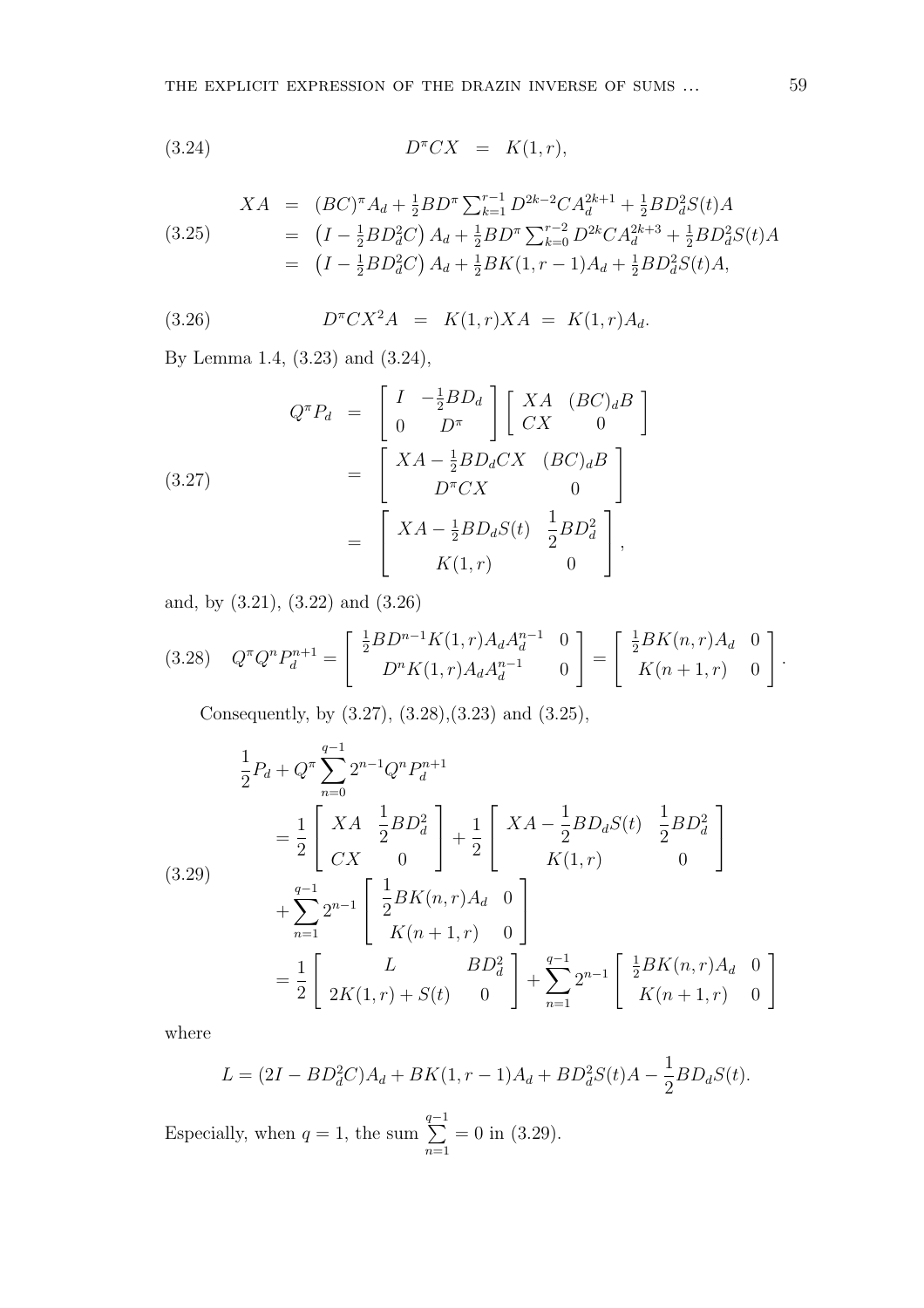$$D^\pi CX \;=\; K(1,r), \tag{3.24}$$

$$\begin{aligned} XA &= (BC)^\pi A_d + \tfrac{1}{2}BD^\pi \textstyle\sum_{k=1}^{r-1} D^{2k-2}CA_d^{2k+1} + \tfrac{1}{2}BD_d^2 S(t)A \\ &= \left(I - \tfrac{1}{2}BD_d^2 C\right)A_d + \tfrac{1}{2}BD^\pi \textstyle\sum_{k=0}^{r-2} D^{2k}CA_d^{2k+3} + \tfrac{1}{2}BD_d^2 S(t)A \\ &= \left(I - \tfrac{1}{2}BD_d^2 C\right)A_d + \tfrac{1}{2}BK(1,r-1)A_d + \tfrac{1}{2}BD_d^2 S(t)A, \end{aligned} \tag{3.25}$$

$$D^\pi CX^2 A \;=\; K(1,r)XA \;=\; K(1,r)A_d. \tag{3.26}$$

By Lemma 1.4, (3.23) and (3.24),

$$\begin{aligned} Q^\pi P_d &= \begin{bmatrix} I & -\frac{1}{2}BD_d \\ 0 & D^\pi \end{bmatrix} \begin{bmatrix} XA & (BC)_d B \\ CX & 0 \end{bmatrix} \\ &= \begin{bmatrix} XA - \frac{1}{2}BD_d CX & (BC)_d B \\ D^\pi CX & 0 \end{bmatrix} \\ &= \begin{bmatrix} XA - \frac{1}{2}BD_d S(t) & \dfrac{1}{2}BD_d^2 \\ K(1,r) & 0 \end{bmatrix}, \end{aligned} \tag{3.27}$$

and, by (3.21), (3.22) and (3.26)

$$Q^\pi Q^n P_d^{n+1} = \begin{bmatrix} \frac{1}{2}BD^{n-1}K(1,r)A_d A_d^{n-1} & 0 \\ D^n K(1,r)A_d A_d^{n-1} & 0 \end{bmatrix} = \begin{bmatrix} \frac{1}{2}BK(n,r)A_d & 0 \\ K(n+1,r) & 0 \end{bmatrix}. \tag{3.28}$$

Consequently, by (3.27), (3.28),(3.23) and (3.25),

$$\begin{aligned} &\frac{1}{2}P_d + Q^\pi \sum_{n=0}^{q-1} 2^{n-1} Q^n P_d^{n+1} \\ &\quad= \frac{1}{2}\begin{bmatrix} XA & \dfrac{1}{2}BD_d^2 \\ CX & 0 \end{bmatrix} + \frac{1}{2}\begin{bmatrix} XA - \dfrac{1}{2}BD_d S(t) & \dfrac{1}{2}BD_d^2 \\ K(1,r) & 0 \end{bmatrix} \\ &\qquad+ \sum_{n=1}^{q-1} 2^{n-1} \begin{bmatrix} \dfrac{1}{2}BK(n,r)A_d & 0 \\ K(n+1,r) & 0 \end{bmatrix} \\ &\quad= \frac{1}{2}\begin{bmatrix} L & BD_d^2 \\ 2K(1,r) + S(t) & 0 \end{bmatrix} + \sum_{n=1}^{q-1} 2^{n-1} \begin{bmatrix} \frac{1}{2}BK(n,r)A_d & 0 \\ K(n+1,r) & 0 \end{bmatrix} \end{aligned} \tag{3.29}$$

where

$$L = (2I - BD_d^2 C)A_d + BK(1,r-1)A_d + BD_d^2 S(t)A - \frac{1}{2}BD_d S(t).$$

Especially, when $q = 1$, the sum $\sum\limits_{n=1}^{q-1} = 0$ in (3.29).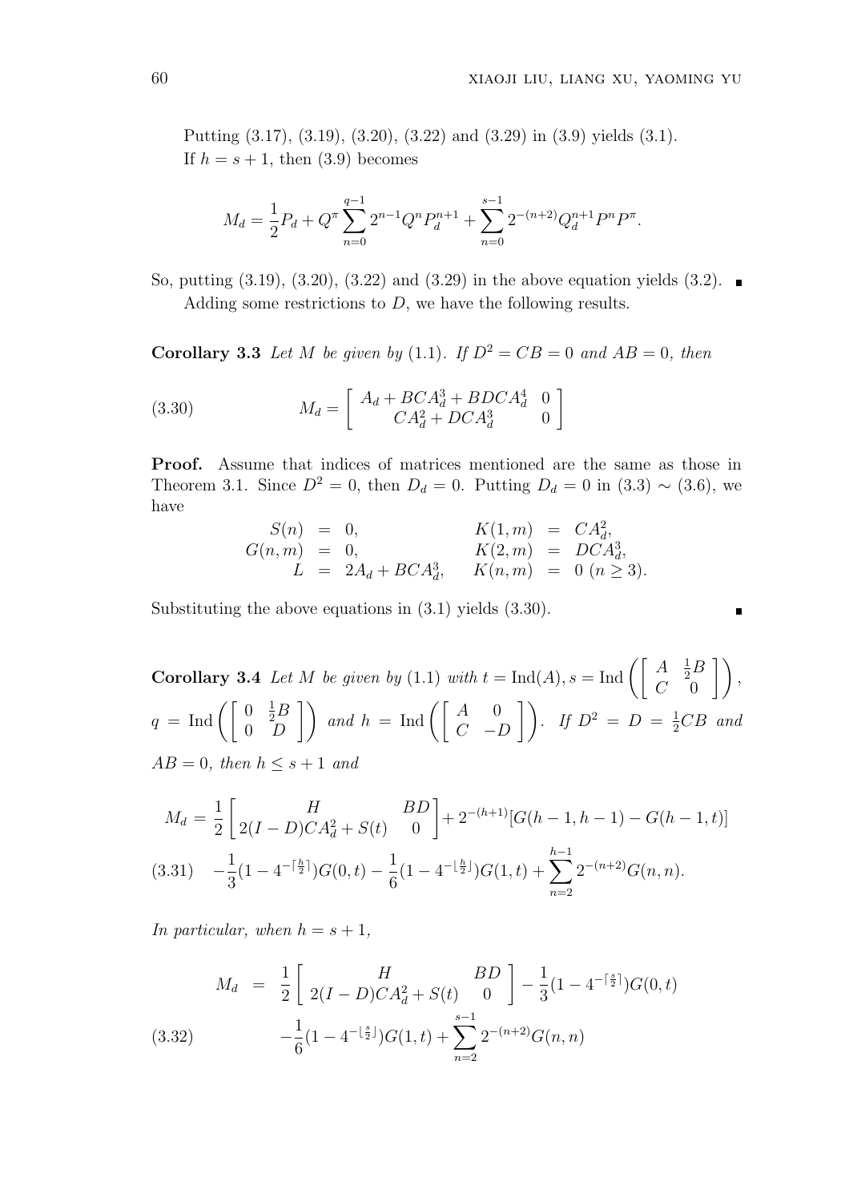Putting (3.17), (3.19), (3.20), (3.22) and (3.29) in (3.9) yields (3.1).

If $h = s+1$, then (3.9) becomes

$$M_d = \frac{1}{2}P_d + Q^\pi \sum_{n=0}^{q-1} 2^{n-1} Q^n P_d^{n+1} + \sum_{n=0}^{s-1} 2^{-(n+2)} Q_d^{n+1} P^n P^\pi.$$

So, putting (3.19), (3.20), (3.22) and (3.29) in the above equation yields (3.2). ∎

Adding some restrictions to $D$, we have the following results.

**Corollary 3.3** *Let $M$ be given by* (1.1)*. If $D^2 = CB = 0$ and $AB = 0$, then*

$$M_d = \begin{bmatrix} A_d + BCA_d^3 + BDCA_d^4 & 0 \\ CA_d^2 + DCA_d^3 & 0 \end{bmatrix} \tag{3.30}$$

**Proof.** Assume that indices of matrices mentioned are the same as those in Theorem 3.1. Since $D^2 = 0$, then $D_d = 0$. Putting $D_d = 0$ in (3.3) $\sim$ (3.6), we have

$$\begin{aligned} S(n) &= 0, & K(1,m) &= CA_d^2, \\ G(n,m) &= 0, & K(2,m) &= DCA_d^3, \\ L &= 2A_d + BCA_d^3, & K(n,m) &= 0 \ (n \geq 3). \end{aligned}$$

Substituting the above equations in (3.1) yields (3.30). ∎

**Corollary 3.4** *Let $M$ be given by* (1.1) *with $t = \operatorname{Ind}(A)$, $s = \operatorname{Ind}\left(\begin{bmatrix} A & \frac{1}{2}B \\ C & 0 \end{bmatrix}\right)$, $q = \operatorname{Ind}\left(\begin{bmatrix} 0 & \frac{1}{2}B \\ 0 & D \end{bmatrix}\right)$ and $h = \operatorname{Ind}\left(\begin{bmatrix} A & 0 \\ C & -D \end{bmatrix}\right)$. If $D^2 = D = \frac{1}{2}CB$ and $AB = 0$, then $h \leq s+1$ and*

$$\begin{aligned} M_d &= \frac{1}{2}\begin{bmatrix} H & BD \\ 2(I-D)CA_d^2 + S(t) & 0 \end{bmatrix} + 2^{-(h+1)}[G(h-1,h-1) - G(h-1,t)] \\ &\quad - \frac{1}{3}(1 - 4^{-\lceil \frac{h}{2} \rceil})G(0,t) - \frac{1}{6}(1 - 4^{-\lfloor \frac{h}{2} \rfloor})G(1,t) + \sum_{n=2}^{h-1} 2^{-(n+2)} G(n,n). \end{aligned} \tag{3.31}$$

*In particular, when $h = s+1$,*

$$\begin{aligned} M_d &= \frac{1}{2}\begin{bmatrix} H & BD \\ 2(I-D)CA_d^2 + S(t) & 0 \end{bmatrix} - \frac{1}{3}(1 - 4^{-\lceil \frac{s}{2} \rceil})G(0,t) \\ &\quad - \frac{1}{6}(1 - 4^{-\lfloor \frac{s}{2} \rfloor})G(1,t) + \sum_{n=2}^{s-1} 2^{-(n+2)} G(n,n) \end{aligned} \tag{3.32}$$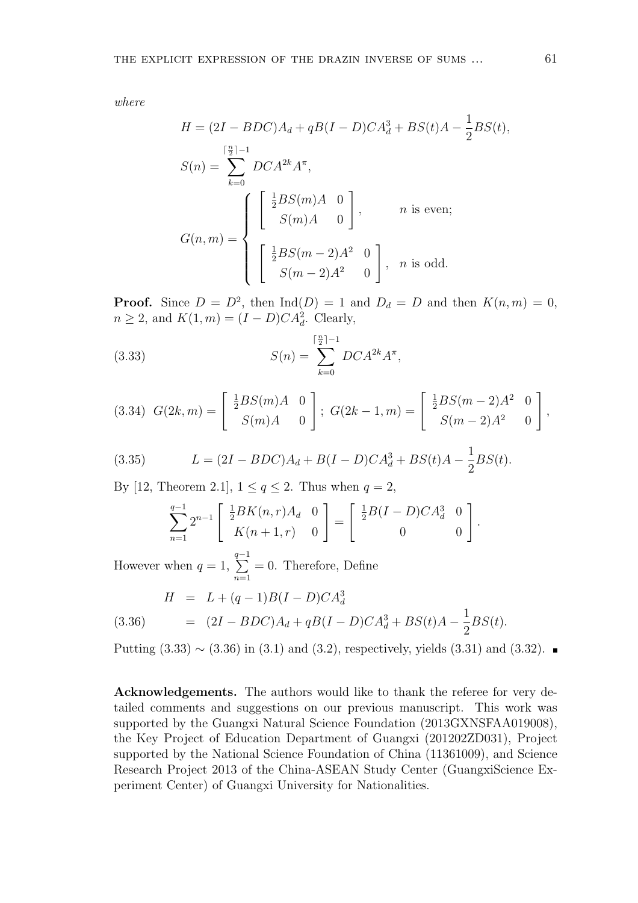*where*

$$H = (2I - BDC)A_d + qB(I-D)CA_d^3 + BS(t)A - \frac{1}{2}BS(t),$$

$$S(n) = \sum_{k=0}^{\lceil \frac{n}{2} \rceil - 1} DCA^{2k}A^{\pi},$$

$$G(n,m) = \begin{cases} \begin{bmatrix} \frac{1}{2}BS(m)A & 0 \\ S(m)A & 0 \end{bmatrix}, & n \text{ is even;} \\ \begin{bmatrix} \frac{1}{2}BS(m-2)A^2 & 0 \\ S(m-2)A^2 & 0 \end{bmatrix}, & n \text{ is odd.} \end{cases}$$

**Proof.** Since $D = D^2$, then $\mathrm{Ind}(D) = 1$ and $D_d = D$ and then $K(n,m) = 0$, $n \geq 2$, and $K(1,m) = (I-D)CA_d^2$. Clearly,

$$S(n) = \sum_{k=0}^{\lceil \frac{n}{2} \rceil - 1} DCA^{2k}A^{\pi}, \tag{3.33}$$

$$G(2k,m) = \begin{bmatrix} \frac{1}{2}BS(m)A & 0 \\ S(m)A & 0 \end{bmatrix}; \; G(2k-1,m) = \begin{bmatrix} \frac{1}{2}BS(m-2)A^2 & 0 \\ S(m-2)A^2 & 0 \end{bmatrix}, \tag{3.34}$$

$$L = (2I - BDC)A_d + B(I-D)CA_d^3 + BS(t)A - \frac{1}{2}BS(t). \tag{3.35}$$

By [12, Theorem 2.1], $1 \leq q \leq 2$. Thus when $q = 2$,

$$\sum_{n=1}^{q-1} 2^{n-1} \begin{bmatrix} \frac{1}{2}BK(n,r)A_d & 0 \\ K(n+1,r) & 0 \end{bmatrix} = \begin{bmatrix} \frac{1}{2}B(I-D)CA_d^3 & 0 \\ 0 & 0 \end{bmatrix}.$$

However when $q = 1$, $\sum_{n=1}^{q-1} = 0$. Therefore, Define

$$\begin{aligned} H &= L + (q-1)B(I-D)CA_d^3 \\ &= (2I - BDC)A_d + qB(I-D)CA_d^3 + BS(t)A - \frac{1}{2}BS(t). \end{aligned} \tag{3.36}$$

Putting (3.33) $\sim$ (3.36) in (3.1) and (3.2), respectively, yields (3.31) and (3.32). ∎

**Acknowledgements.** The authors would like to thank the referee for very detailed comments and suggestions on our previous manuscript. This work was supported by the Guangxi Natural Science Foundation (2013GXNSFAA019008), the Key Project of Education Department of Guangxi (201202ZD031), Project supported by the National Science Foundation of China (11361009), and Science Research Project 2013 of the China-ASEAN Study Center (GuangxiScience Experiment Center) of Guangxi University for Nationalities.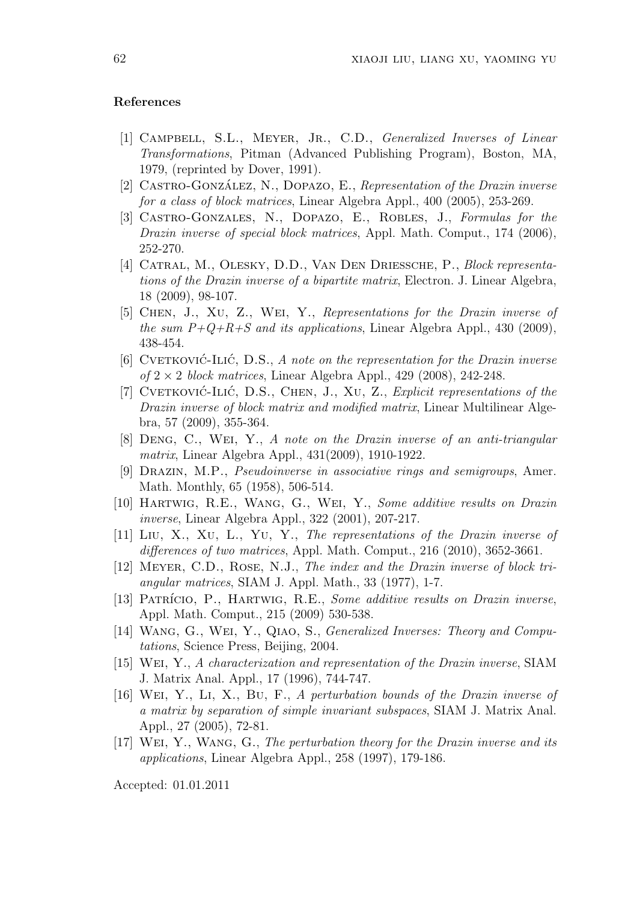## References

[1] Campbell, S.L., Meyer, Jr., C.D., *Generalized Inverses of Linear Transformations*, Pitman (Advanced Publishing Program), Boston, MA, 1979, (reprinted by Dover, 1991).

[2] Castro-González, N., Dopazo, E., *Representation of the Drazin inverse for a class of block matrices*, Linear Algebra Appl., 400 (2005), 253-269.

[3] Castro-Gonzales, N., Dopazo, E., Robles, J., *Formulas for the Drazin inverse of special block matrices*, Appl. Math. Comput., 174 (2006), 252-270.

[4] Catral, M., Olesky, D.D., Van Den Driessche, P., *Block representations of the Drazin inverse of a bipartite matrix*, Electron. J. Linear Algebra, 18 (2009), 98-107.

[5] Chen, J., Xu, Z., Wei, Y., *Representations for the Drazin inverse of the sum P+Q+R+S and its applications*, Linear Algebra Appl., 430 (2009), 438-454.

[6] Cvetković-Ilić, D.S., *A note on the representation for the Drazin inverse of* $2 \times 2$ *block matrices*, Linear Algebra Appl., 429 (2008), 242-248.

[7] Cvetković-Ilić, D.S., Chen, J., Xu, Z., *Explicit representations of the Drazin inverse of block matrix and modified matrix*, Linear Multilinear Algebra, 57 (2009), 355-364.

[8] Deng, C., Wei, Y., *A note on the Drazin inverse of an anti-triangular matrix*, Linear Algebra Appl., 431(2009), 1910-1922.

[9] Drazin, M.P., *Pseudoinverse in associative rings and semigroups*, Amer. Math. Monthly, 65 (1958), 506-514.

[10] Hartwig, R.E., Wang, G., Wei, Y., *Some additive results on Drazin inverse*, Linear Algebra Appl., 322 (2001), 207-217.

[11] Liu, X., Xu, L., Yu, Y., *The representations of the Drazin inverse of differences of two matrices*, Appl. Math. Comput., 216 (2010), 3652-3661.

[12] Meyer, C.D., Rose, N.J., *The index and the Drazin inverse of block triangular matrices*, SIAM J. Appl. Math., 33 (1977), 1-7.

[13] Patrício, P., Hartwig, R.E., *Some additive results on Drazin inverse*, Appl. Math. Comput., 215 (2009) 530-538.

[14] Wang, G., Wei, Y., Qiao, S., *Generalized Inverses: Theory and Computations*, Science Press, Beijing, 2004.

[15] Wei, Y., *A characterization and representation of the Drazin inverse*, SIAM J. Matrix Anal. Appl., 17 (1996), 744-747.

[16] Wei, Y., Li, X., Bu, F., *A perturbation bounds of the Drazin inverse of a matrix by separation of simple invariant subspaces*, SIAM J. Matrix Anal. Appl., 27 (2005), 72-81.

[17] Wei, Y., Wang, G., *The perturbation theory for the Drazin inverse and its applications*, Linear Algebra Appl., 258 (1997), 179-186.

Accepted: 01.01.2011